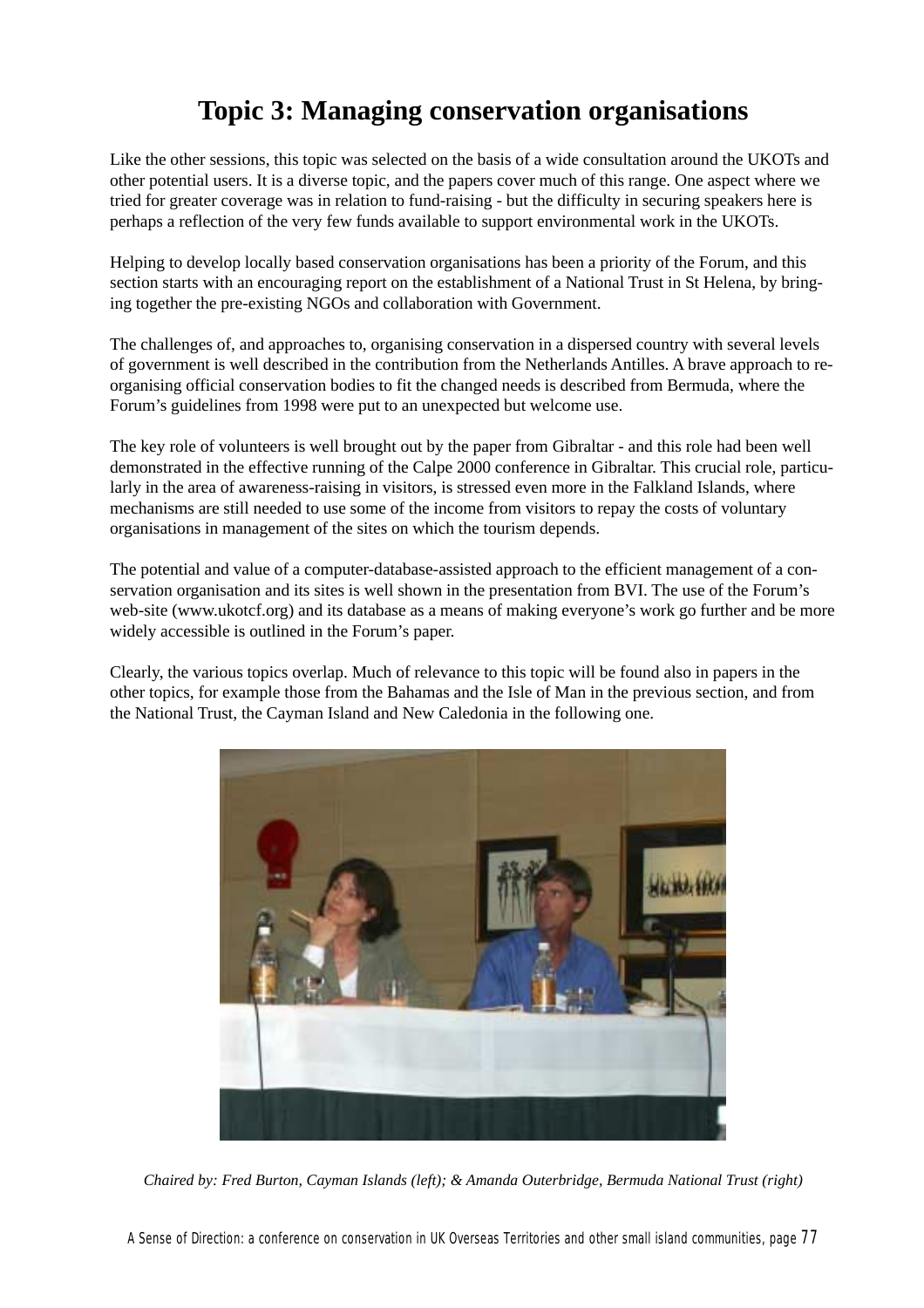# Topic 3: Managing conservation organisations

Like the other sessions, this topic was selected on the basis of a wide consultation around the UKOTs and other potential users. It is a diverse topic, and the papers cover much of this range. One aspect where we tried for greater coverage was in relation to fund-raising - but the difficulty in securing speakers here is perhaps a reflection of the very few funds available to support environmental work in the UKOTs.

Helping to develop locally based conservation organisations has been a priority of the Forum, and this section starts with an encouraging report on the establishment of a National Trust in St Helena, by bringing together the pre-existing NGOs and collaboration with Government.

The challenges of, and approaches to, organising conservation in a dispersed country with several levels of government is well described in the contribution from the Netherlands Antilles. A brave approach to re-organising official conservation bodies to fit the changed needs is described from Bermuda, where the Forum's guidelines from 1998 were put to an unexpected but welcome use.

The key role of volunteers is well brought out by the paper from Gibraltar - and this role had been well demonstrated in the effective running of the Calpe 2000 conference in Gibraltar. This crucial role, particularly in the area of awareness-raising in visitors, is stressed even more in the Falkland Islands, where mechanisms are still needed to use some of the income from visitors to repay the costs of voluntary organisations in management of the sites on which the tourism depends.

The potential and value of a computer-database-assisted approach to the efficient management of a conservation organisation and its sites is well shown in the presentation from BVI. The use of the Forum's web-site (www.ukotcf.org) and its database as a means of making everyone's work go further and be more widely accessible is outlined in the Forum's paper.

Clearly, the various topics overlap. Much of relevance to this topic will be found also in papers in the other topics, for example those from the Bahamas and the Isle of Man in the previous section, and from the National Trust, the Cayman Island and New Caledonia in the following one.

*Chaired by: Fred Burton, Cayman Islands (left); & Amanda Outerbridge, Bermuda National Trust (right)*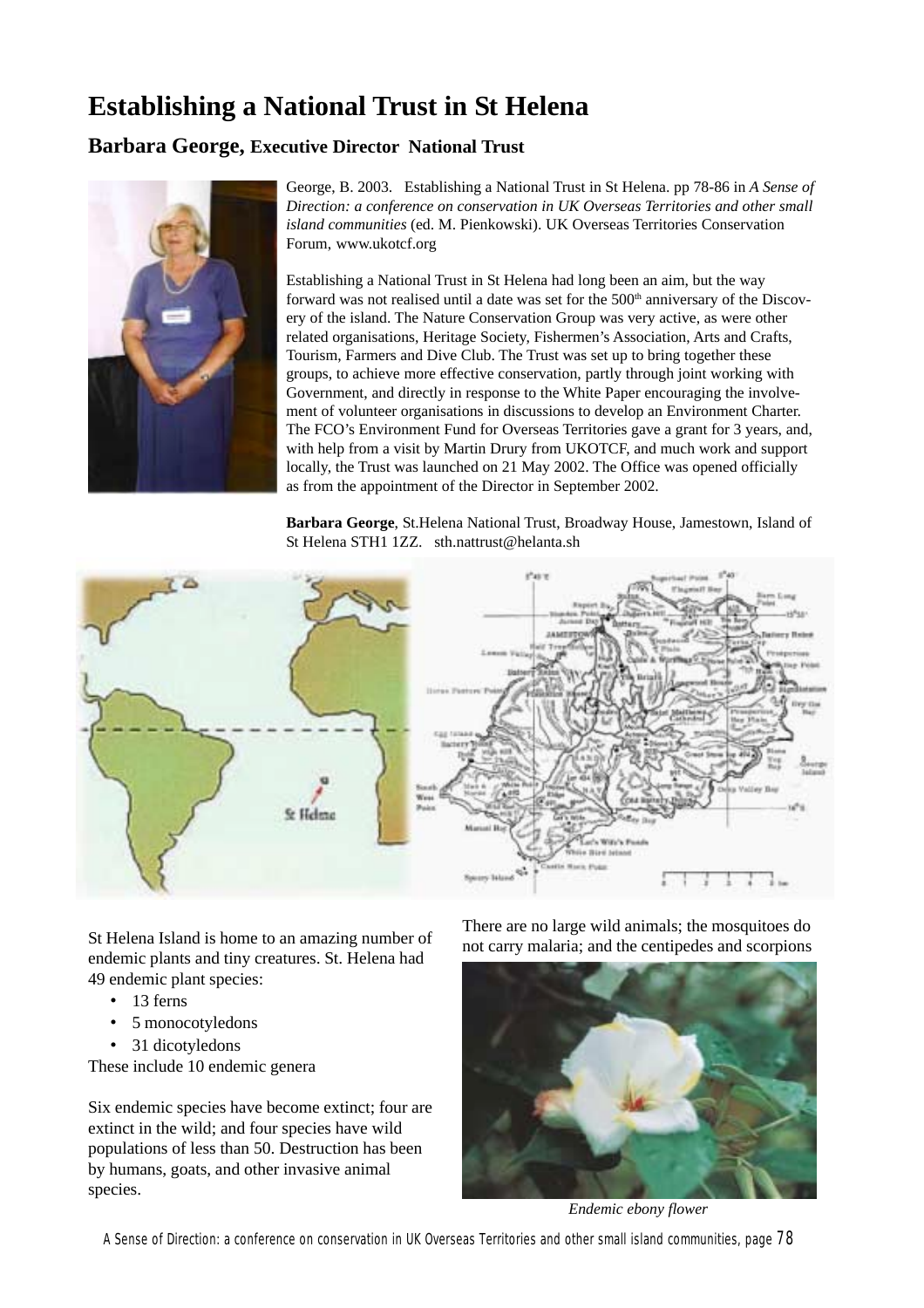# Establishing a National Trust in St Helena

## Barbara George, Executive Director National Trust

George, B. 2003. Establishing a National Trust in St Helena. pp 78-86 in *A Sense of Direction: a conference on conservation in UK Overseas Territories and other small island communities* (ed. M. Pienkowski). UK Overseas Territories Conservation Forum, www.ukotcf.org

Establishing a National Trust in St Helena had long been an aim, but the way forward was not realised until a date was set for the 500th anniversary of the Discovery of the island. The Nature Conservation Group was very active, as were other related organisations, Heritage Society, Fishermen's Association, Arts and Crafts, Tourism, Farmers and Dive Club. The Trust was set up to bring together these groups, to achieve more effective conservation, partly through joint working with Government, and directly in response to the White Paper encouraging the involvement of volunteer organisations in discussions to develop an Environment Charter. The FCO's Environment Fund for Overseas Territories gave a grant for 3 years, and, with help from a visit by Martin Drury from UKOTCF, and much work and support locally, the Trust was launched on 21 May 2002. The Office was opened officially as from the appointment of the Director in September 2002.

**Barbara George**, St.Helena National Trust, Broadway House, Jamestown, Island of St Helena STH1 1ZZ. sth.nattrust@helanta.sh

St Helena Island is home to an amazing number of endemic plants and tiny creatures. St. Helena had 49 endemic plant species:

- 13 ferns
- 5 monocotyledons
- 31 dicotyledons

These include 10 endemic genera

Six endemic species have become extinct; four are extinct in the wild; and four species have wild populations of less than 50. Destruction has been by humans, goats, and other invasive animal species.

There are no large wild animals; the mosquitoes do not carry malaria; and the centipedes and scorpions

*Endemic ebony flower*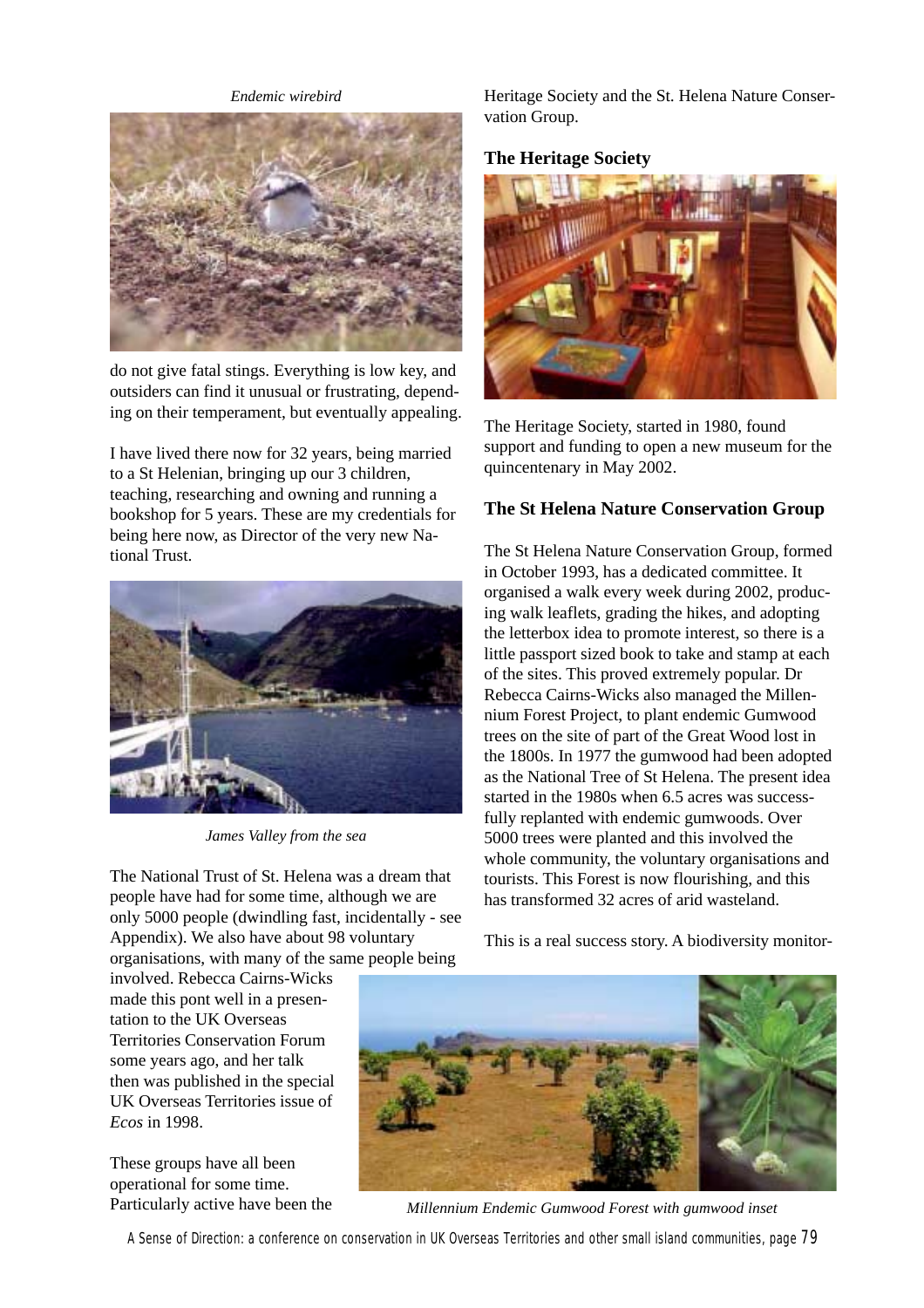*Endemic wirebird*

do not give fatal stings. Everything is low key, and outsiders can find it unusual or frustrating, depending on their temperament, but eventually appealing.

I have lived there now for 32 years, being married to a St Helenian, bringing up our 3 children, teaching, researching and owning and running a bookshop for 5 years. These are my credentials for being here now, as Director of the very new National Trust.

*James Valley from the sea*

The National Trust of St. Helena was a dream that people have had for some time, although we are only 5000 people (dwindling fast, incidentally - see Appendix). We also have about 98 voluntary organisations, with many of the same people being involved. Rebecca Cairns-Wicks made this pont well in a presentation to the UK Overseas Territories Conservation Forum some years ago, and her talk then was published in the special UK Overseas Territories issue of *Ecos* in 1998.

These groups have all been operational for some time. Particularly active have been the Heritage Society and the St. Helena Nature Conservation Group.

## The Heritage Society

The Heritage Society, started in 1980, found support and funding to open a new museum for the quincentenary in May 2002.

## The St Helena Nature Conservation Group

The St Helena Nature Conservation Group, formed in October 1993, has a dedicated committee. It organised a walk every week during 2002, producing walk leaflets, grading the hikes, and adopting the letterbox idea to promote interest, so there is a little passport sized book to take and stamp at each of the sites. This proved extremely popular. Dr Rebecca Cairns-Wicks also managed the Millennium Forest Project, to plant endemic Gumwood trees on the site of part of the Great Wood lost in the 1800s. In 1977 the gumwood had been adopted as the National Tree of St Helena. The present idea started in the 1980s when 6.5 acres was successfully replanted with endemic gumwoods. Over 5000 trees were planted and this involved the whole community, the voluntary organisations and tourists. This Forest is now flourishing, and this has transformed 32 acres of arid wasteland.

This is a real success story. A biodiversity monitor-

*Millennium Endemic Gumwood Forest with gumwood inset*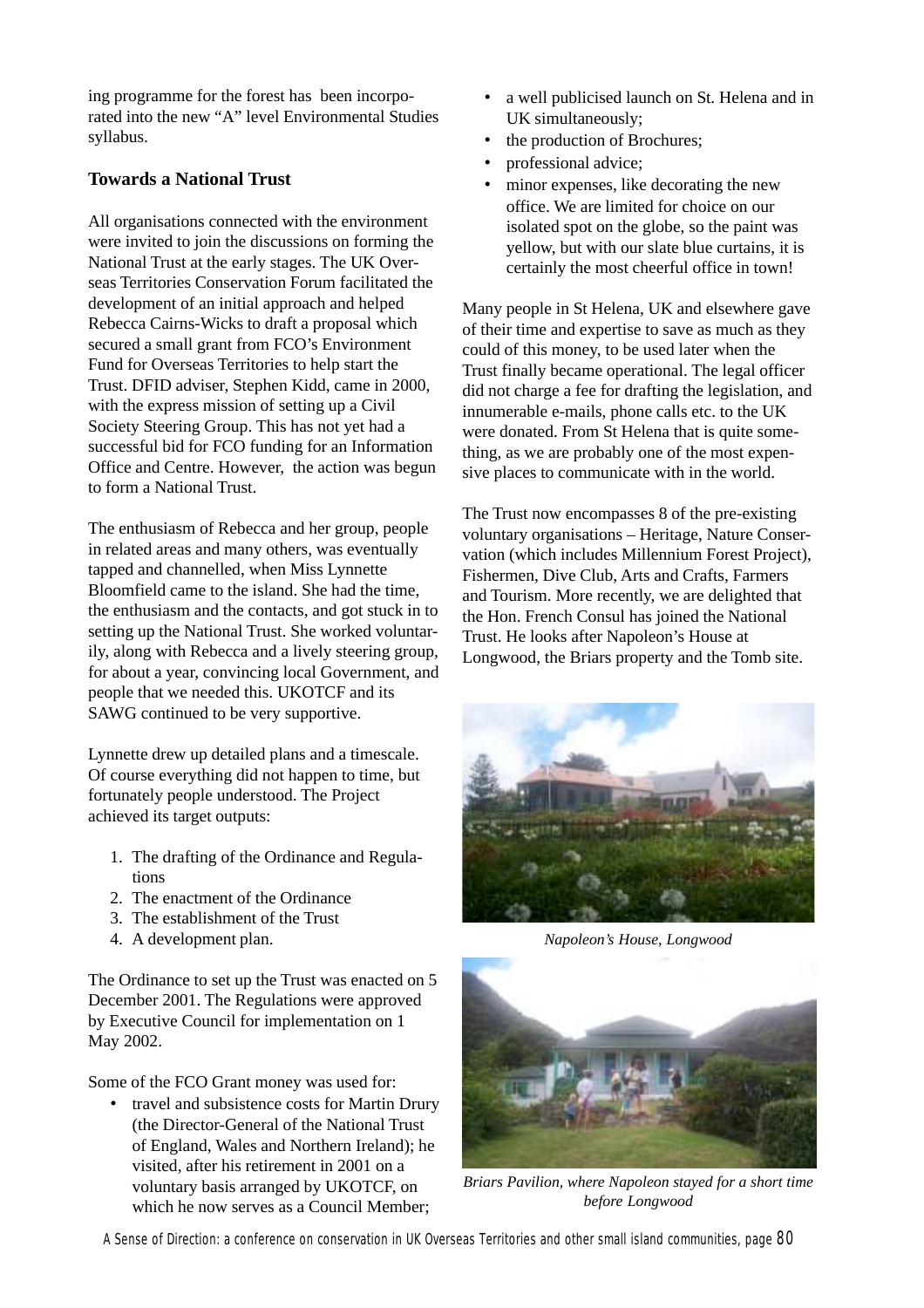ing programme for the forest has been incorporated into the new "A" level Environmental Studies syllabus.

### Towards a National Trust

All organisations connected with the environment were invited to join the discussions on forming the National Trust at the early stages. The UK Overseas Territories Conservation Forum facilitated the development of an initial approach and helped Rebecca Cairns-Wicks to draft a proposal which secured a small grant from FCO's Environment Fund for Overseas Territories to help start the Trust. DFID adviser, Stephen Kidd, came in 2000, with the express mission of setting up a Civil Society Steering Group. This has not yet had a successful bid for FCO funding for an Information Office and Centre. However, the action was begun to form a National Trust.

The enthusiasm of Rebecca and her group, people in related areas and many others, was eventually tapped and channelled, when Miss Lynnette Bloomfield came to the island. She had the time, the enthusiasm and the contacts, and got stuck in to setting up the National Trust. She worked voluntarily, along with Rebecca and a lively steering group, for about a year, convincing local Government, and people that we needed this. UKOTCF and its SAWG continued to be very supportive.

Lynnette drew up detailed plans and a timescale. Of course everything did not happen to time, but fortunately people understood. The Project achieved its target outputs:

1. The drafting of the Ordinance and Regulations
2. The enactment of the Ordinance
3. The establishment of the Trust
4. A development plan.

The Ordinance to set up the Trust was enacted on 5 December 2001. The Regulations were approved by Executive Council for implementation on 1 May 2002.

Some of the FCO Grant money was used for:

- travel and subsistence costs for Martin Drury (the Director-General of the National Trust of England, Wales and Northern Ireland); he visited, after his retirement in 2001 on a voluntary basis arranged by UKOTCF, on which he now serves as a Council Member;
- a well publicised launch on St. Helena and in UK simultaneously;
- the production of Brochures;
- professional advice;
- minor expenses, like decorating the new office. We are limited for choice on our isolated spot on the globe, so the paint was yellow, but with our slate blue curtains, it is certainly the most cheerful office in town!

Many people in St Helena, UK and elsewhere gave of their time and expertise to save as much as they could of this money, to be used later when the Trust finally became operational. The legal officer did not charge a fee for drafting the legislation, and innumerable e-mails, phone calls etc. to the UK were donated. From St Helena that is quite something, as we are probably one of the most expensive places to communicate with in the world.

The Trust now encompasses 8 of the pre-existing voluntary organisations – Heritage, Nature Conservation (which includes Millennium Forest Project), Fishermen, Dive Club, Arts and Crafts, Farmers and Tourism. More recently, we are delighted that the Hon. French Consul has joined the National Trust. He looks after Napoleon's House at Longwood, the Briars property and the Tomb site.

*Napoleon's House, Longwood*

*Briars Pavilion, where Napoleon stayed for a short time before Longwood*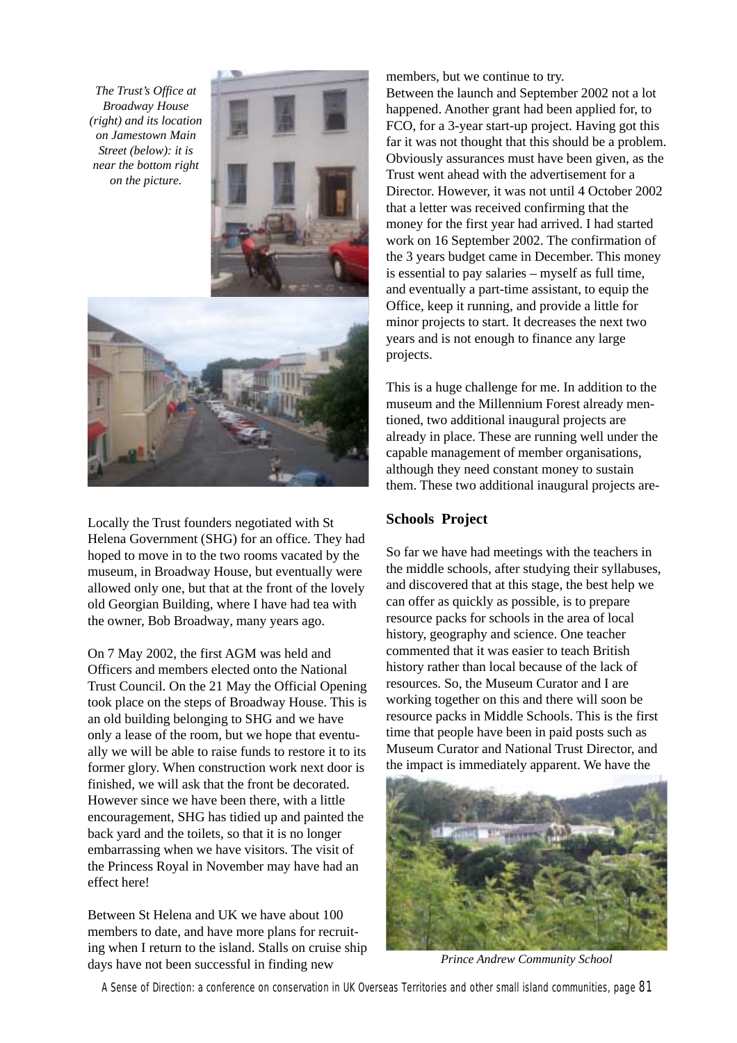*The Trust's Office at Broadway House (right) and its location on Jamestown Main Street (below): it is near the bottom right on the picture.*

Locally the Trust founders negotiated with St Helena Government (SHG) for an office. They had hoped to move in to the two rooms vacated by the museum, in Broadway House, but eventually were allowed only one, but that at the front of the lovely old Georgian Building, where I have had tea with the owner, Bob Broadway, many years ago.

On 7 May 2002, the first AGM was held and Officers and members elected onto the National Trust Council. On the 21 May the Official Opening took place on the steps of Broadway House. This is an old building belonging to SHG and we have only a lease of the room, but we hope that eventually we will be able to raise funds to restore it to its former glory. When construction work next door is finished, we will ask that the front be decorated. However since we have been there, with a little encouragement, SHG has tidied up and painted the back yard and the toilets, so that it is no longer embarrassing when we have visitors. The visit of the Princess Royal in November may have had an effect here!

Between St Helena and UK we have about 100 members to date, and have more plans for recruiting when I return to the island. Stalls on cruise ship days have not been successful in finding new members, but we continue to try.

Between the launch and September 2002 not a lot happened. Another grant had been applied for, to FCO, for a 3-year start-up project. Having got this far it was not thought that this should be a problem. Obviously assurances must have been given, as the Trust went ahead with the advertisement for a Director. However, it was not until 4 October 2002 that a letter was received confirming that the money for the first year had arrived. I had started work on 16 September 2002. The confirmation of the 3 years budget came in December. This money is essential to pay salaries – myself as full time, and eventually a part-time assistant, to equip the Office, keep it running, and provide a little for minor projects to start. It decreases the next two years and is not enough to finance any large projects.

This is a huge challenge for me. In addition to the museum and the Millennium Forest already mentioned, two additional inaugural projects are already in place. These are running well under the capable management of member organisations, although they need constant money to sustain them. These two additional inaugural projects are-

### Schools Project

So far we have had meetings with the teachers in the middle schools, after studying their syllabuses, and discovered that at this stage, the best help we can offer as quickly as possible, is to prepare resource packs for schools in the area of local history, geography and science. One teacher commented that it was easier to teach British history rather than local because of the lack of resources. So, the Museum Curator and I are working together on this and there will soon be resource packs in Middle Schools. This is the first time that people have been in paid posts such as Museum Curator and National Trust Director, and the impact is immediately apparent. We have the

*Prince Andrew Community School*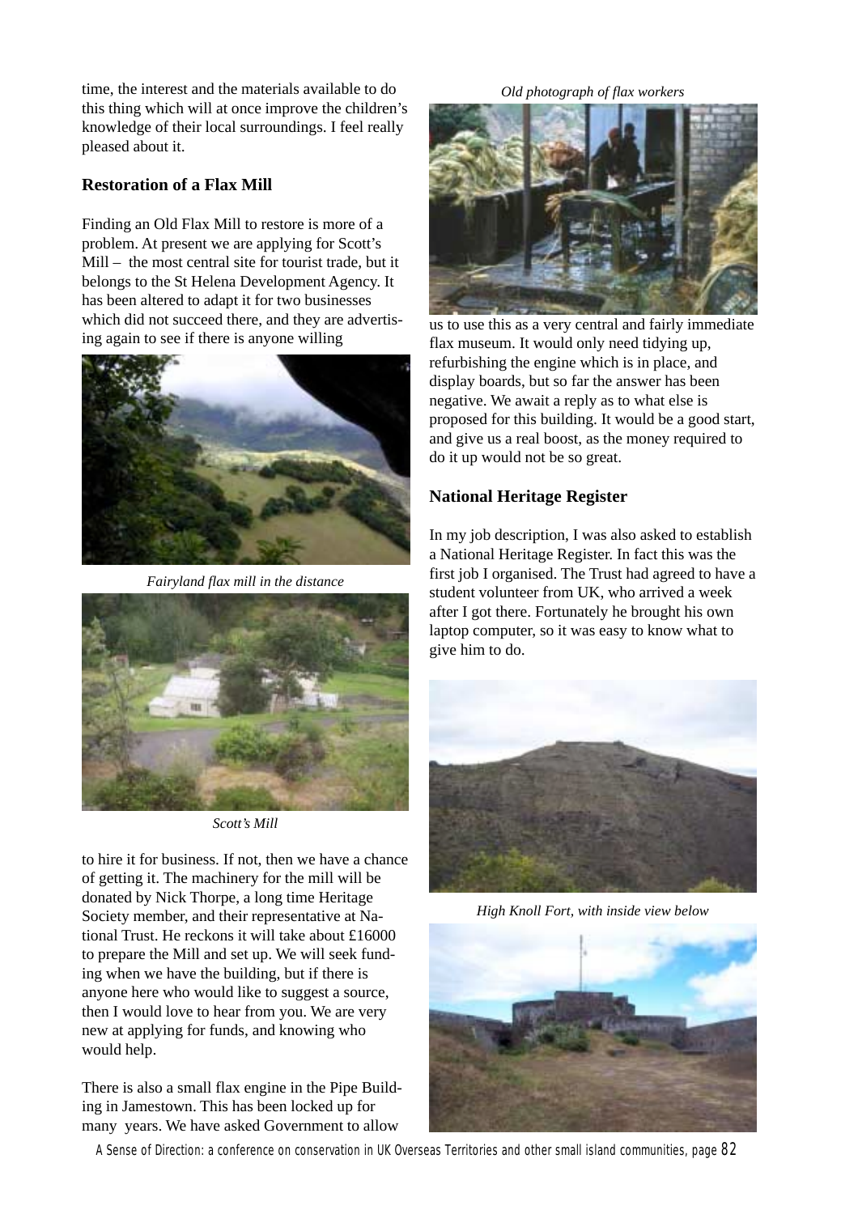time, the interest and the materials available to do this thing which will at once improve the children's knowledge of their local surroundings. I feel really pleased about it.

### Restoration of a Flax Mill

Finding an Old Flax Mill to restore is more of a problem. At present we are applying for Scott's Mill – the most central site for tourist trade, but it belongs to the St Helena Development Agency. It has been altered to adapt it for two businesses which did not succeed there, and they are advertising again to see if there is anyone willing to hire it for business. If not, then we have a chance of getting it. The machinery for the mill will be donated by Nick Thorpe, a long time Heritage Society member, and their representative at National Trust. He reckons it will take about £16000 to prepare the Mill and set up. We will seek funding when we have the building, but if there is anyone here who would like to suggest a source, then I would love to hear from you. We are very new at applying for funds, and knowing who would help.

*Fairyland flax mill in the distance*

*Scott's Mill*

There is also a small flax engine in the Pipe Building in Jamestown. This has been locked up for many years. We have asked Government to allow us to use this as a very central and fairly immediate flax museum. It would only need tidying up, refurbishing the engine which is in place, and display boards, but so far the answer has been negative. We await a reply as to what else is proposed for this building. It would be a good start, and give us a real boost, as the money required to do it up would not be so great.

*Old photograph of flax workers*

### National Heritage Register

In my job description, I was also asked to establish a National Heritage Register. In fact this was the first job I organised. The Trust had agreed to have a student volunteer from UK, who arrived a week after I got there. Fortunately he brought his own laptop computer, so it was easy to know what to give him to do.

*High Knoll Fort, with inside view below*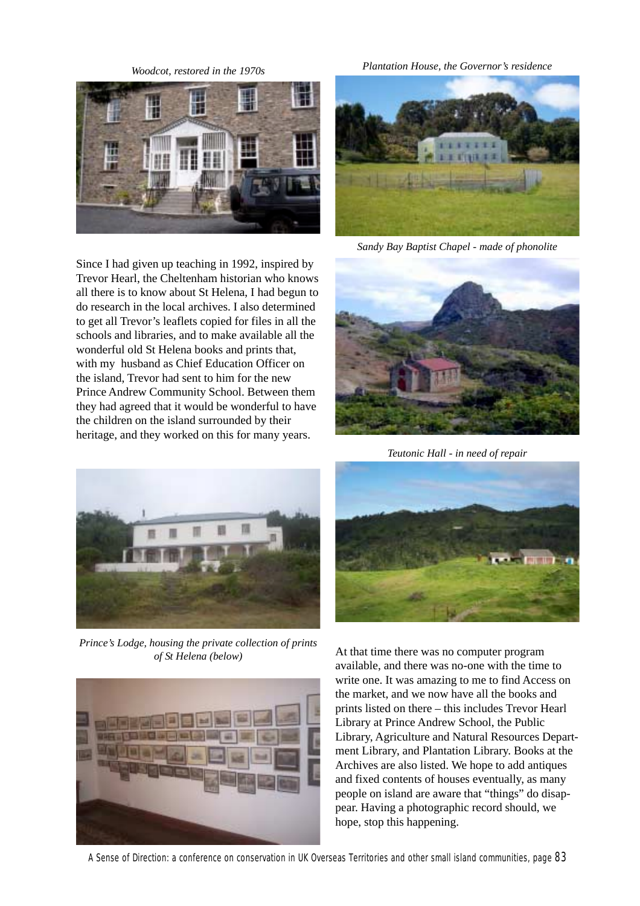*Woodcot, restored in the 1970s*

*Plantation House, the Governor's residence*

*Sandy Bay Baptist Chapel - made of phonolite*

Since I had given up teaching in 1992, inspired by Trevor Hearl, the Cheltenham historian who knows all there is to know about St Helena, I had begun to do research in the local archives. I also determined to get all Trevor's leaflets copied for files in all the schools and libraries, and to make available all the wonderful old St Helena books and prints that, with my husband as Chief Education Officer on the island, Trevor had sent to him for the new Prince Andrew Community School. Between them they had agreed that it would be wonderful to have the children on the island surrounded by their heritage, and they worked on this for many years.

*Teutonic Hall - in need of repair*

*Prince's Lodge, housing the private collection of prints of St Helena (below)*

At that time there was no computer program available, and there was no-one with the time to write one. It was amazing to me to find Access on the market, and we now have all the books and prints listed on there – this includes Trevor Hearl Library at Prince Andrew School, the Public Library, Agriculture and Natural Resources Department Library, and Plantation Library. Books at the Archives are also listed. We hope to add antiques and fixed contents of houses eventually, as many people on island are aware that "things" do disappear. Having a photographic record should, we hope, stop this happening.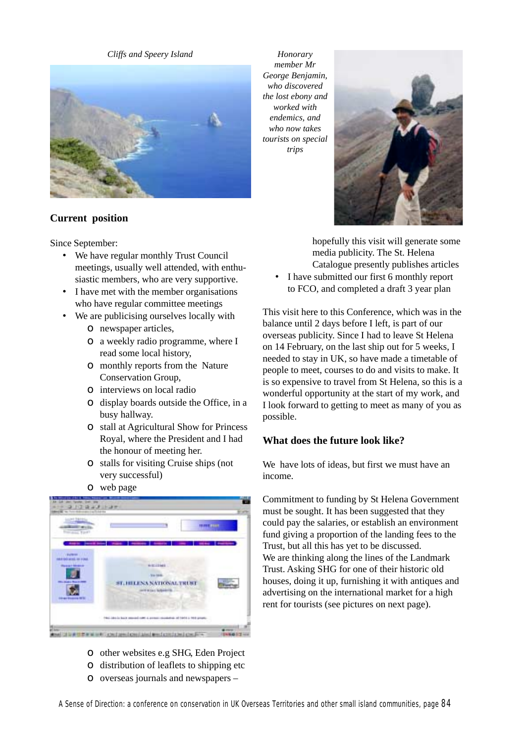*Cliffs and Speery Island*

*Honorary member Mr George Benjamin, who discovered the lost ebony and worked with endemics, and who now takes tourists on special trips*

## Current position

Since September:

- We have regular monthly Trust Council meetings, usually well attended, with enthusiastic members, who are very supportive.
- I have met with the member organisations who have regular committee meetings
- We are publicising ourselves locally with
  - newspaper articles,
  - a weekly radio programme, where I read some local history,
  - monthly reports from the Nature Conservation Group,
  - interviews on local radio
  - display boards outside the Office, in a busy hallway.
  - stall at Agricultural Show for Princess Royal, where the President and I had the honour of meeting her.
  - stalls for visiting Cruise ships (not very successful)
  - web page
  - other websites e.g SHG, Eden Project
  - distribution of leaflets to shipping etc
  - overseas journals and newspapers – hopefully this visit will generate some media publicity. The St. Helena Catalogue presently publishes articles
- I have submitted our first 6 monthly report to FCO, and completed a draft 3 year plan

This visit here to this Conference, which was in the balance until 2 days before I left, is part of our overseas publicity. Since I had to leave St Helena on 14 February, on the last ship out for 5 weeks, I needed to stay in UK, so have made a timetable of people to meet, courses to do and visits to make. It is so expensive to travel from St Helena, so this is a wonderful opportunity at the start of my work, and I look forward to getting to meet as many of you as possible.

## What does the future look like?

We have lots of ideas, but first we must have an income.

Commitment to funding by St Helena Government must be sought. It has been suggested that they could pay the salaries, or establish an environment fund giving a proportion of the landing fees to the Trust, but all this has yet to be discussed.
We are thinking along the lines of the Landmark Trust. Asking SHG for one of their historic old houses, doing it up, furnishing it with antiques and advertising on the international market for a high rent for tourists (see pictures on next page).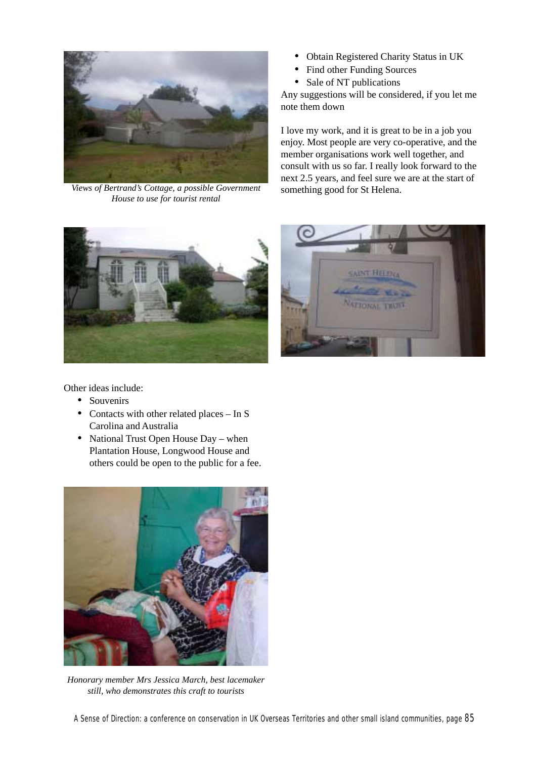*Views of Bertrand's Cottage, a possible Government House to use for tourist rental*

- Obtain Registered Charity Status in UK
- Find other Funding Sources
- Sale of NT publications

Any suggestions will be considered, if you let me note them down

I love my work, and it is great to be in a job you enjoy. Most people are very co-operative, and the member organisations work well together, and consult with us so far. I really look forward to the next 2.5 years, and feel sure we are at the start of something good for St Helena.

Other ideas include:

- Souvenirs
- Contacts with other related places – In S Carolina and Australia
- National Trust Open House Day – when Plantation House, Longwood House and others could be open to the public for a fee.

*Honorary member Mrs Jessica March, best lacemaker still, who demonstrates this craft to tourists*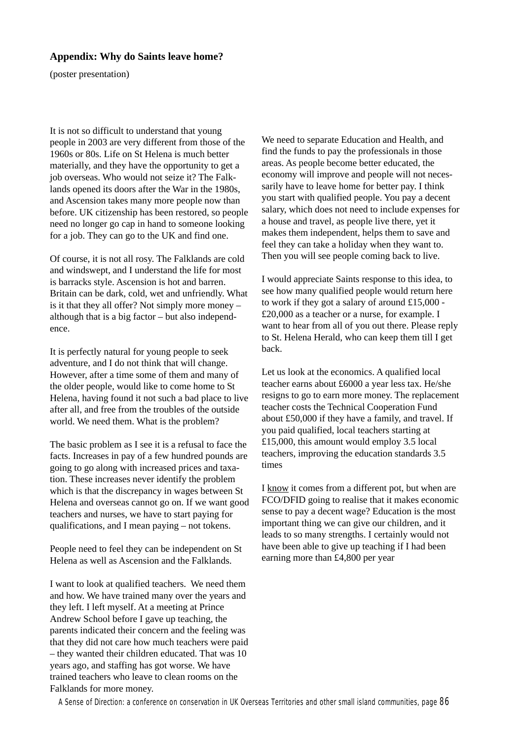## Appendix: Why do Saints leave home?

(poster presentation)

It is not so difficult to understand that young people in 2003 are very different from those of the 1960s or 80s. Life on St Helena is much better materially, and they have the opportunity to get a job overseas. Who would not seize it? The Falklands opened its doors after the War in the 1980s, and Ascension takes many more people now than before. UK citizenship has been restored, so people need no longer go cap in hand to someone looking for a job. They can go to the UK and find one.

Of course, it is not all rosy. The Falklands are cold and windswept, and I understand the life for most is barracks style. Ascension is hot and barren. Britain can be dark, cold, wet and unfriendly. What is it that they all offer? Not simply more money – although that is a big factor – but also independence.

It is perfectly natural for young people to seek adventure, and I do not think that will change. However, after a time some of them and many of the older people, would like to come home to St Helena, having found it not such a bad place to live after all, and free from the troubles of the outside world. We need them. What is the problem?

The basic problem as I see it is a refusal to face the facts. Increases in pay of a few hundred pounds are going to go along with increased prices and taxation. These increases never identify the problem which is that the discrepancy in wages between St Helena and overseas cannot go on. If we want good teachers and nurses, we have to start paying for qualifications, and I mean paying – not tokens.

People need to feel they can be independent on St Helena as well as Ascension and the Falklands.

I want to look at qualified teachers. We need them and how. We have trained many over the years and they left. I left myself. At a meeting at Prince Andrew School before I gave up teaching, the parents indicated their concern and the feeling was that they did not care how much teachers were paid – they wanted their children educated. That was 10 years ago, and staffing has got worse. We have trained teachers who leave to clean rooms on the Falklands for more money.

We need to separate Education and Health, and find the funds to pay the professionals in those areas. As people become better educated, the economy will improve and people will not necessarily have to leave home for better pay. I think you start with qualified people. You pay a decent salary, which does not need to include expenses for a house and travel, as people live there, yet it makes them independent, helps them to save and feel they can take a holiday when they want to. Then you will see people coming back to live.

I would appreciate Saints response to this idea, to see how many qualified people would return here to work if they got a salary of around £15,000 - £20,000 as a teacher or a nurse, for example. I want to hear from all of you out there. Please reply to St. Helena Herald, who can keep them till I get back.

Let us look at the economics. A qualified local teacher earns about £6000 a year less tax. He/she resigns to go to earn more money. The replacement teacher costs the Technical Cooperation Fund about £50,000 if they have a family, and travel. If you paid qualified, local teachers starting at £15,000, this amount would employ 3.5 local teachers, improving the education standards 3.5 times

I <u>know</u> it comes from a different pot, but when are FCO/DFID going to realise that it makes economic sense to pay a decent wage? Education is the most important thing we can give our children, and it leads to so many strengths. I certainly would not have been able to give up teaching if I had been earning more than £4,800 per year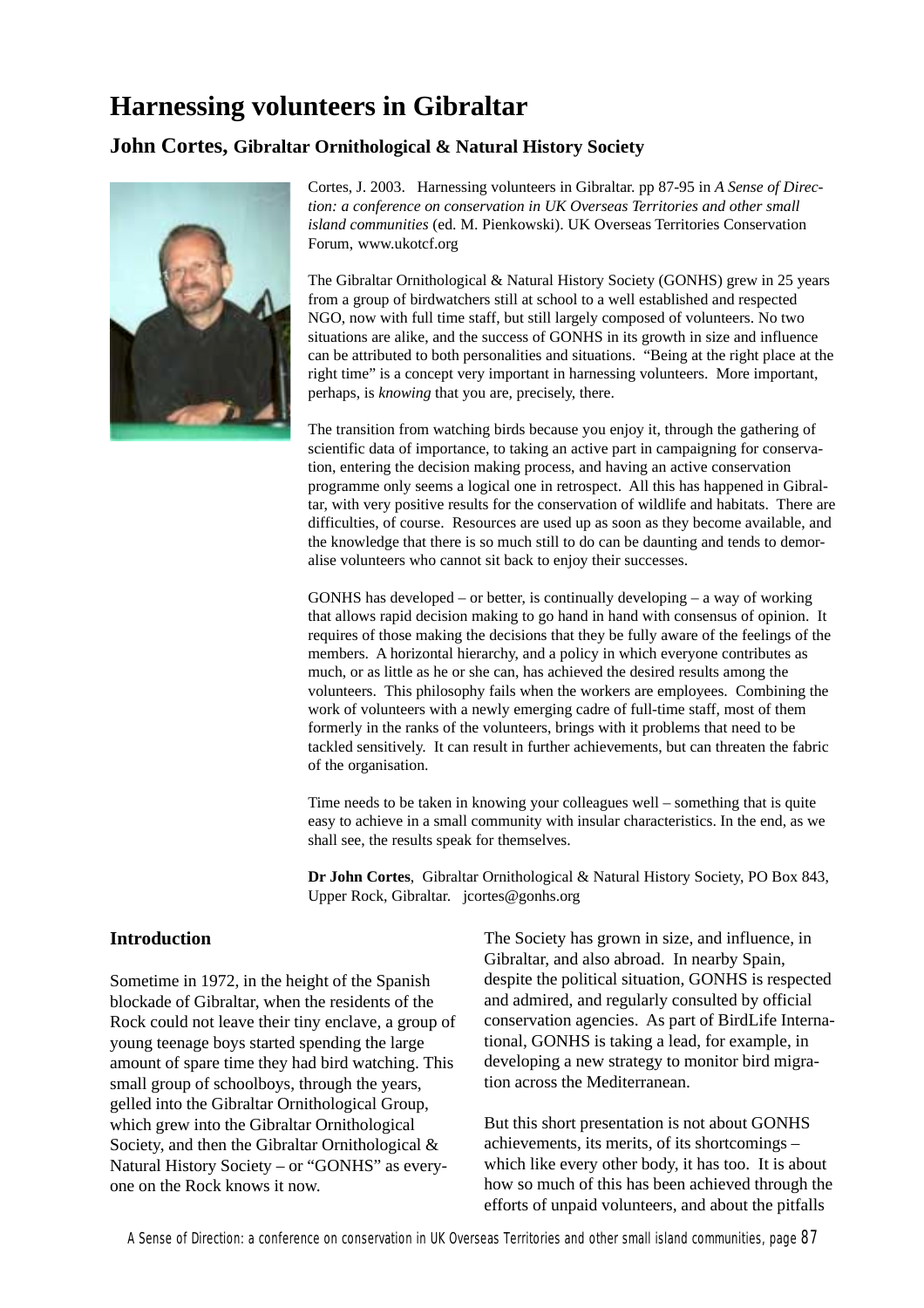# Harnessing volunteers in Gibraltar

## John Cortes, Gibraltar Ornithological & Natural History Society

Cortes, J. 2003. Harnessing volunteers in Gibraltar. pp 87-95 in *A Sense of Direction: a conference on conservation in UK Overseas Territories and other small island communities* (ed. M. Pienkowski). UK Overseas Territories Conservation Forum, www.ukotcf.org

The Gibraltar Ornithological & Natural History Society (GONHS) grew in 25 years from a group of birdwatchers still at school to a well established and respected NGO, now with full time staff, but still largely composed of volunteers. No two situations are alike, and the success of GONHS in its growth in size and influence can be attributed to both personalities and situations. "Being at the right place at the right time" is a concept very important in harnessing volunteers. More important, perhaps, is *knowing* that you are, precisely, there.

The transition from watching birds because you enjoy it, through the gathering of scientific data of importance, to taking an active part in campaigning for conservation, entering the decision making process, and having an active conservation programme only seems a logical one in retrospect. All this has happened in Gibraltar, with very positive results for the conservation of wildlife and habitats. There are difficulties, of course. Resources are used up as soon as they become available, and the knowledge that there is so much still to do can be daunting and tends to demoralise volunteers who cannot sit back to enjoy their successes.

GONHS has developed – or better, is continually developing – a way of working that allows rapid decision making to go hand in hand with consensus of opinion. It requires of those making the decisions that they be fully aware of the feelings of the members. A horizontal hierarchy, and a policy in which everyone contributes as much, or as little as he or she can, has achieved the desired results among the volunteers. This philosophy fails when the workers are employees. Combining the work of volunteers with a newly emerging cadre of full-time staff, most of them formerly in the ranks of the volunteers, brings with it problems that need to be tackled sensitively. It can result in further achievements, but can threaten the fabric of the organisation.

Time needs to be taken in knowing your colleagues well – something that is quite easy to achieve in a small community with insular characteristics. In the end, as we shall see, the results speak for themselves.

**Dr John Cortes**, Gibraltar Ornithological & Natural History Society, PO Box 843, Upper Rock, Gibraltar. jcortes@gonhs.org

### Introduction

Sometime in 1972, in the height of the Spanish blockade of Gibraltar, when the residents of the Rock could not leave their tiny enclave, a group of young teenage boys started spending the large amount of spare time they had bird watching. This small group of schoolboys, through the years, gelled into the Gibraltar Ornithological Group, which grew into the Gibraltar Ornithological Society, and then the Gibraltar Ornithological & Natural History Society – or "GONHS" as everyone on the Rock knows it now.

The Society has grown in size, and influence, in Gibraltar, and also abroad. In nearby Spain, despite the political situation, GONHS is respected and admired, and regularly consulted by official conservation agencies. As part of BirdLife International, GONHS is taking a lead, for example, in developing a new strategy to monitor bird migration across the Mediterranean.

But this short presentation is not about GONHS achievements, its merits, of its shortcomings – which like every other body, it has too. It is about how so much of this has been achieved through the efforts of unpaid volunteers, and about the pitfalls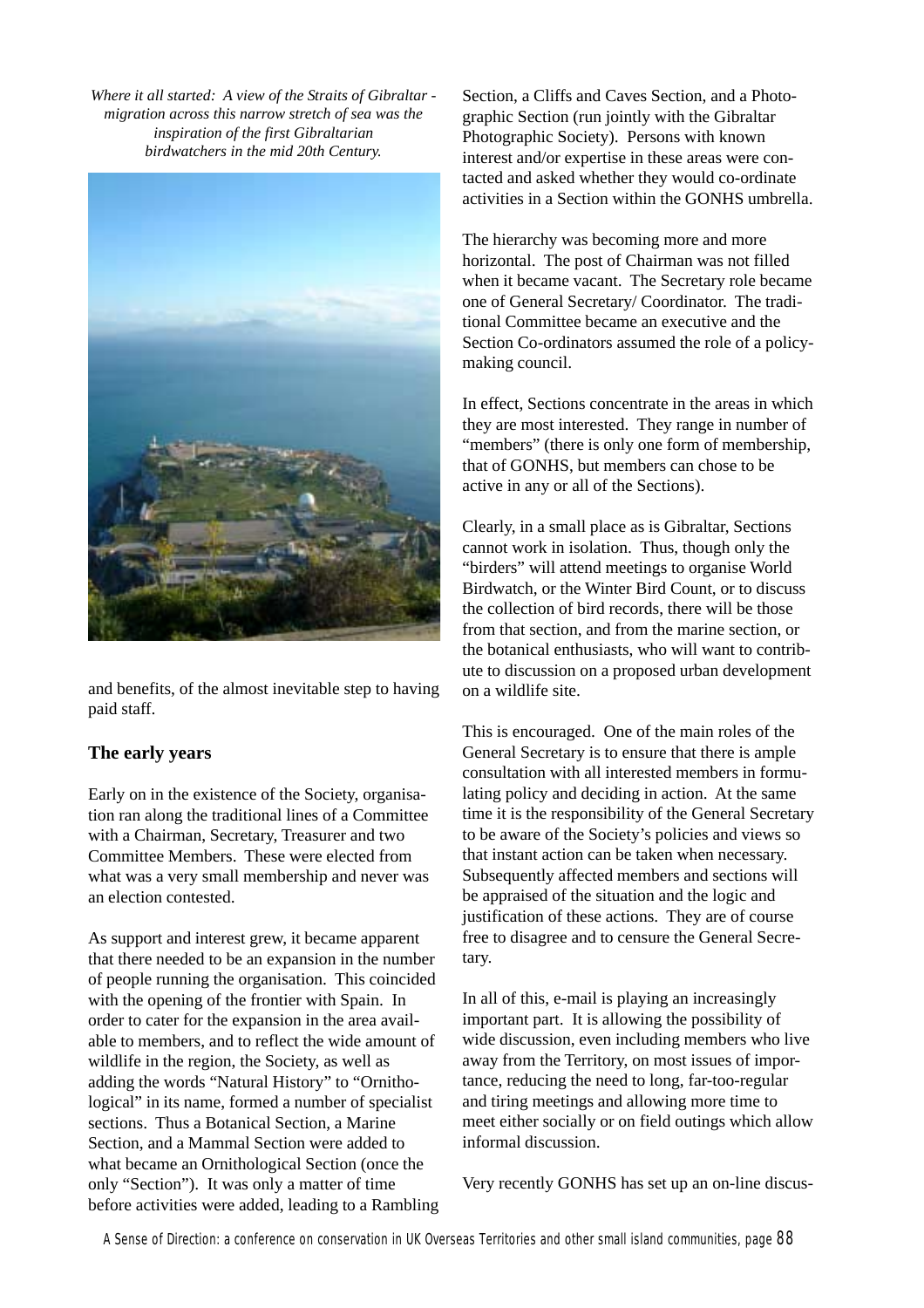*Where it all started: A view of the Straits of Gibraltar - migration across this narrow stretch of sea was the inspiration of the first Gibraltarian birdwatchers in the mid 20th Century.*

and benefits, of the almost inevitable step to having paid staff.

### The early years

Early on in the existence of the Society, organisation ran along the traditional lines of a Committee with a Chairman, Secretary, Treasurer and two Committee Members. These were elected from what was a very small membership and never was an election contested.

As support and interest grew, it became apparent that there needed to be an expansion in the number of people running the organisation. This coincided with the opening of the frontier with Spain. In order to cater for the expansion in the area available to members, and to reflect the wide amount of wildlife in the region, the Society, as well as adding the words "Natural History" to "Ornithological" in its name, formed a number of specialist sections. Thus a Botanical Section, a Marine Section, and a Mammal Section were added to what became an Ornithological Section (once the only "Section"). It was only a matter of time before activities were added, leading to a Rambling Section, a Cliffs and Caves Section, and a Photographic Section (run jointly with the Gibraltar Photographic Society). Persons with known interest and/or expertise in these areas were contacted and asked whether they would co-ordinate activities in a Section within the GONHS umbrella.

The hierarchy was becoming more and more horizontal. The post of Chairman was not filled when it became vacant. The Secretary role became one of General Secretary/ Coordinator. The traditional Committee became an executive and the Section Co-ordinators assumed the role of a policy-making council.

In effect, Sections concentrate in the areas in which they are most interested. They range in number of "members" (there is only one form of membership, that of GONHS, but members can chose to be active in any or all of the Sections).

Clearly, in a small place as is Gibraltar, Sections cannot work in isolation. Thus, though only the "birders" will attend meetings to organise World Birdwatch, or the Winter Bird Count, or to discuss the collection of bird records, there will be those from that section, and from the marine section, or the botanical enthusiasts, who will want to contribute to discussion on a proposed urban development on a wildlife site.

This is encouraged. One of the main roles of the General Secretary is to ensure that there is ample consultation with all interested members in formulating policy and deciding in action. At the same time it is the responsibility of the General Secretary to be aware of the Society's policies and views so that instant action can be taken when necessary. Subsequently affected members and sections will be appraised of the situation and the logic and justification of these actions. They are of course free to disagree and to censure the General Secretary.

In all of this, e-mail is playing an increasingly important part. It is allowing the possibility of wide discussion, even including members who live away from the Territory, on most issues of importance, reducing the need to long, far-too-regular and tiring meetings and allowing more time to meet either socially or on field outings which allow informal discussion.

Very recently GONHS has set up an on-line discus-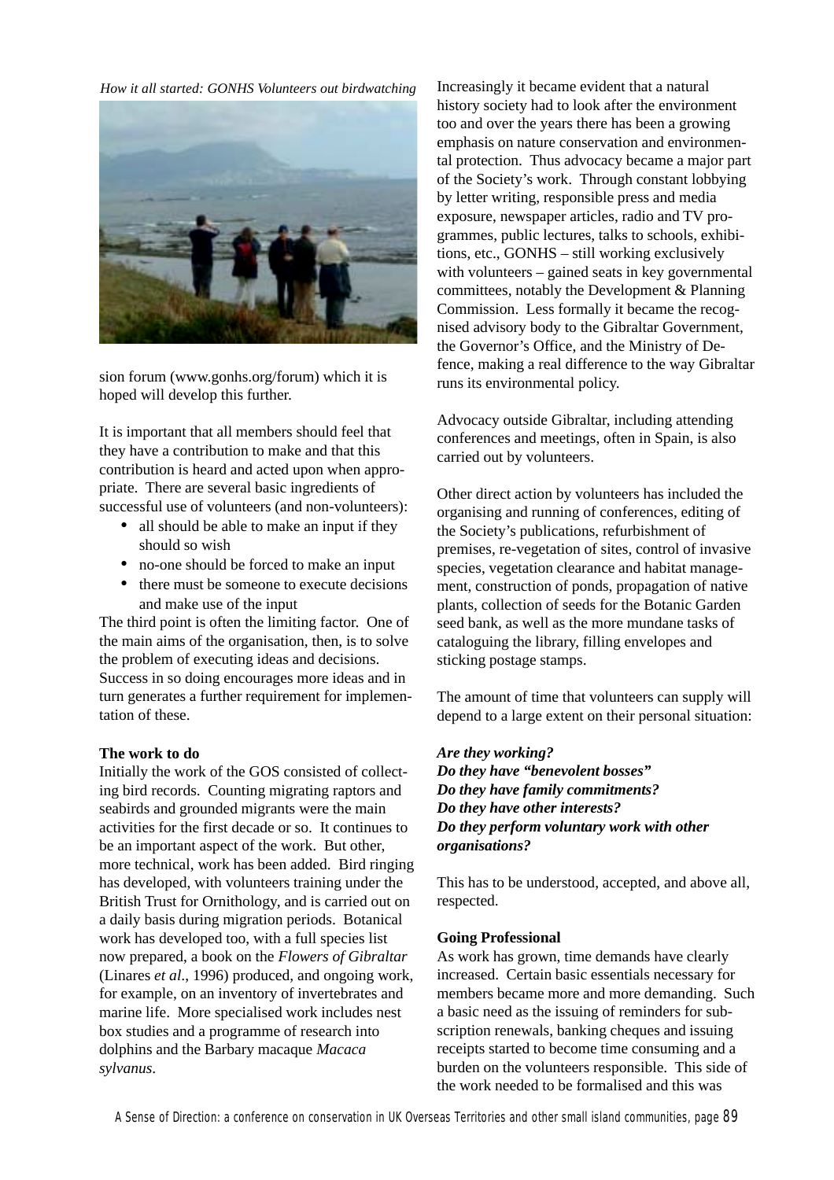*How it all started: GONHS Volunteers out birdwatching*

sion forum (www.gonhs.org/forum) which it is hoped will develop this further.

It is important that all members should feel that they have a contribution to make and that this contribution is heard and acted upon when appropriate. There are several basic ingredients of successful use of volunteers (and non-volunteers):

- all should be able to make an input if they should so wish
- no-one should be forced to make an input
- there must be someone to execute decisions and make use of the input

The third point is often the limiting factor. One of the main aims of the organisation, then, is to solve the problem of executing ideas and decisions. Success in so doing encourages more ideas and in turn generates a further requirement for implementation of these.

**The work to do**

Initially the work of the GOS consisted of collecting bird records. Counting migrating raptors and seabirds and grounded migrants were the main activities for the first decade or so. It continues to be an important aspect of the work. But other, more technical, work has been added. Bird ringing has developed, with volunteers training under the British Trust for Ornithology, and is carried out on a daily basis during migration periods. Botanical work has developed too, with a full species list now prepared, a book on the *Flowers of Gibraltar* (Linares *et al*., 1996) produced, and ongoing work, for example, on an inventory of invertebrates and marine life. More specialised work includes nest box studies and a programme of research into dolphins and the Barbary macaque *Macaca sylvanus*.

Increasingly it became evident that a natural history society had to look after the environment too and over the years there has been a growing emphasis on nature conservation and environmental protection. Thus advocacy became a major part of the Society's work. Through constant lobbying by letter writing, responsible press and media exposure, newspaper articles, radio and TV programmes, public lectures, talks to schools, exhibitions, etc., GONHS – still working exclusively with volunteers – gained seats in key governmental committees, notably the Development & Planning Commission. Less formally it became the recognised advisory body to the Gibraltar Government, the Governor's Office, and the Ministry of Defence, making a real difference to the way Gibraltar runs its environmental policy.

Advocacy outside Gibraltar, including attending conferences and meetings, often in Spain, is also carried out by volunteers.

Other direct action by volunteers has included the organising and running of conferences, editing of the Society's publications, refurbishment of premises, re-vegetation of sites, control of invasive species, vegetation clearance and habitat management, construction of ponds, propagation of native plants, collection of seeds for the Botanic Garden seed bank, as well as the more mundane tasks of cataloguing the library, filling envelopes and sticking postage stamps.

The amount of time that volunteers can supply will depend to a large extent on their personal situation:

***Are they working?***
***Do they have "benevolent bosses"***
***Do they have family commitments?***
***Do they have other interests?***
***Do they perform voluntary work with other organisations?***

This has to be understood, accepted, and above all, respected.

**Going Professional**

As work has grown, time demands have clearly increased. Certain basic essentials necessary for members became more and more demanding. Such a basic need as the issuing of reminders for subscription renewals, banking cheques and issuing receipts started to become time consuming and a burden on the volunteers responsible. This side of the work needed to be formalised and this was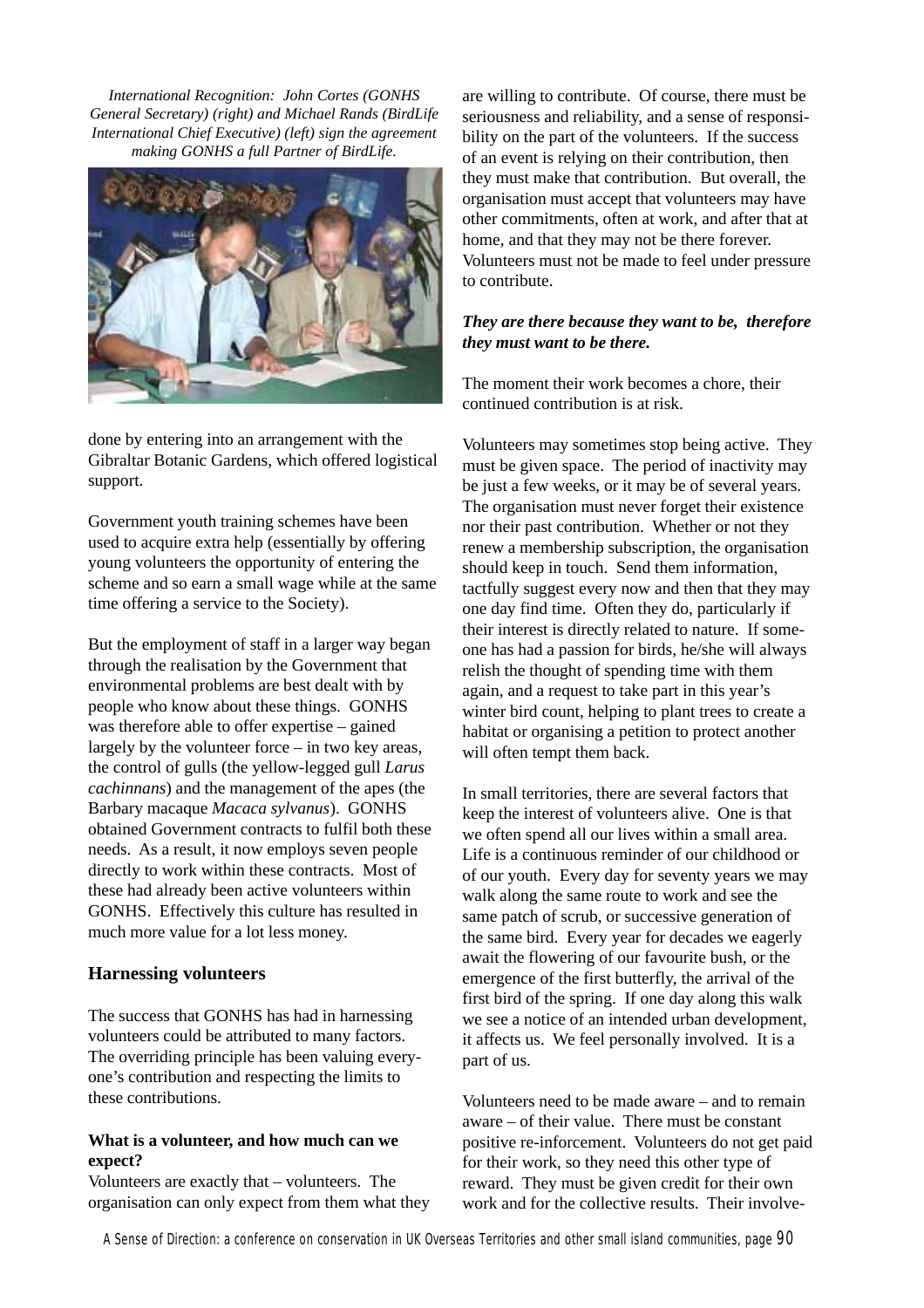*International Recognition: John Cortes (GONHS General Secretary) (right) and Michael Rands (BirdLife International Chief Executive) (left) sign the agreement making GONHS a full Partner of BirdLife.*

done by entering into an arrangement with the Gibraltar Botanic Gardens, which offered logistical support.

Government youth training schemes have been used to acquire extra help (essentially by offering young volunteers the opportunity of entering the scheme and so earn a small wage while at the same time offering a service to the Society).

But the employment of staff in a larger way began through the realisation by the Government that environmental problems are best dealt with by people who know about these things. GONHS was therefore able to offer expertise – gained largely by the volunteer force – in two key areas, the control of gulls (the yellow-legged gull *Larus cachinnans*) and the management of the apes (the Barbary macaque *Macaca sylvanus*). GONHS obtained Government contracts to fulfil both these needs. As a result, it now employs seven people directly to work within these contracts. Most of these had already been active volunteers within GONHS. Effectively this culture has resulted in much more value for a lot less money.

### Harnessing volunteers

The success that GONHS has had in harnessing volunteers could be attributed to many factors. The overriding principle has been valuing everyone's contribution and respecting the limits to these contributions.

#### What is a volunteer, and how much can we expect?

Volunteers are exactly that – volunteers. The organisation can only expect from them what they are willing to contribute. Of course, there must be seriousness and reliability, and a sense of responsibility on the part of the volunteers. If the success of an event is relying on their contribution, then they must make that contribution. But overall, the organisation must accept that volunteers may have other commitments, often at work, and after that at home, and that they may not be there forever. Volunteers must not be made to feel under pressure to contribute.

***They are there because they want to be, therefore they must want to be there.***

The moment their work becomes a chore, their continued contribution is at risk.

Volunteers may sometimes stop being active. They must be given space. The period of inactivity may be just a few weeks, or it may be of several years. The organisation must never forget their existence nor their past contribution. Whether or not they renew a membership subscription, the organisation should keep in touch. Send them information, tactfully suggest every now and then that they may one day find time. Often they do, particularly if their interest is directly related to nature. If someone has had a passion for birds, he/she will always relish the thought of spending time with them again, and a request to take part in this year's winter bird count, helping to plant trees to create a habitat or organising a petition to protect another will often tempt them back.

In small territories, there are several factors that keep the interest of volunteers alive. One is that we often spend all our lives within a small area. Life is a continuous reminder of our childhood or of our youth. Every day for seventy years we may walk along the same route to work and see the same patch of scrub, or successive generation of the same bird. Every year for decades we eagerly await the flowering of our favourite bush, or the emergence of the first butterfly, the arrival of the first bird of the spring. If one day along this walk we see a notice of an intended urban development, it affects us. We feel personally involved. It is a part of us.

Volunteers need to be made aware – and to remain aware – of their value. There must be constant positive re-inforcement. Volunteers do not get paid for their work, so they need this other type of reward. They must be given credit for their own work and for the collective results. Their involve-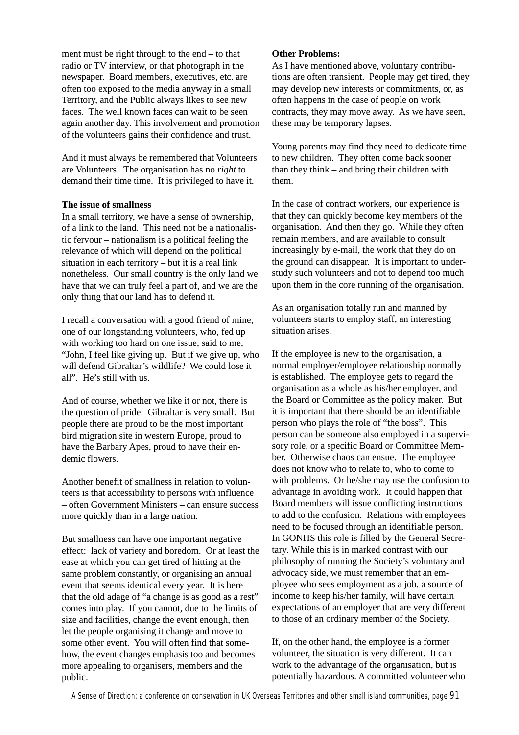ment must be right through to the end – to that radio or TV interview, or that photograph in the newspaper. Board members, executives, etc. are often too exposed to the media anyway in a small Territory, and the Public always likes to see new faces. The well known faces can wait to be seen again another day. This involvement and promotion of the volunteers gains their confidence and trust.

And it must always be remembered that Volunteers are Volunteers. The organisation has no *right* to demand their time time. It is privileged to have it.

**The issue of smallness**

In a small territory, we have a sense of ownership, of a link to the land. This need not be a nationalistic fervour – nationalism is a political feeling the relevance of which will depend on the political situation in each territory – but it is a real link nonetheless. Our small country is the only land we have that we can truly feel a part of, and we are the only thing that our land has to defend it.

I recall a conversation with a good friend of mine, one of our longstanding volunteers, who, fed up with working too hard on one issue, said to me, "John, I feel like giving up. But if we give up, who will defend Gibraltar's wildlife? We could lose it all". He's still with us.

And of course, whether we like it or not, there is the question of pride. Gibraltar is very small. But people there are proud to be the most important bird migration site in western Europe, proud to have the Barbary Apes, proud to have their endemic flowers.

Another benefit of smallness in relation to volunteers is that accessibility to persons with influence – often Government Ministers – can ensure success more quickly than in a large nation.

But smallness can have one important negative effect: lack of variety and boredom. Or at least the ease at which you can get tired of hitting at the same problem constantly, or organising an annual event that seems identical every year. It is here that the old adage of "a change is as good as a rest" comes into play. If you cannot, due to the limits of size and facilities, change the event enough, then let the people organising it change and move to some other event. You will often find that somehow, the event changes emphasis too and becomes more appealing to organisers, members and the public.

**Other Problems:**

As I have mentioned above, voluntary contributions are often transient. People may get tired, they may develop new interests or commitments, or, as often happens in the case of people on work contracts, they may move away. As we have seen, these may be temporary lapses.

Young parents may find they need to dedicate time to new children. They often come back sooner than they think – and bring their children with them.

In the case of contract workers, our experience is that they can quickly become key members of the organisation. And then they go. While they often remain members, and are available to consult increasingly by e-mail, the work that they do on the ground can disappear. It is important to understudy such volunteers and not to depend too much upon them in the core running of the organisation.

As an organisation totally run and manned by volunteers starts to employ staff, an interesting situation arises.

If the employee is new to the organisation, a normal employer/employee relationship normally is established. The employee gets to regard the organisation as a whole as his/her employer, and the Board or Committee as the policy maker. But it is important that there should be an identifiable person who plays the role of "the boss". This person can be someone also employed in a supervisory role, or a specific Board or Committee Member. Otherwise chaos can ensue. The employee does not know who to relate to, who to come to with problems. Or he/she may use the confusion to advantage in avoiding work. It could happen that Board members will issue conflicting instructions to add to the confusion. Relations with employees need to be focused through an identifiable person. In GONHS this role is filled by the General Secretary. While this is in marked contrast with our philosophy of running the Society's voluntary and advocacy side, we must remember that an employee who sees employment as a job, a source of income to keep his/her family, will have certain expectations of an employer that are very different to those of an ordinary member of the Society.

If, on the other hand, the employee is a former volunteer, the situation is very different. It can work to the advantage of the organisation, but is potentially hazardous. A committed volunteer who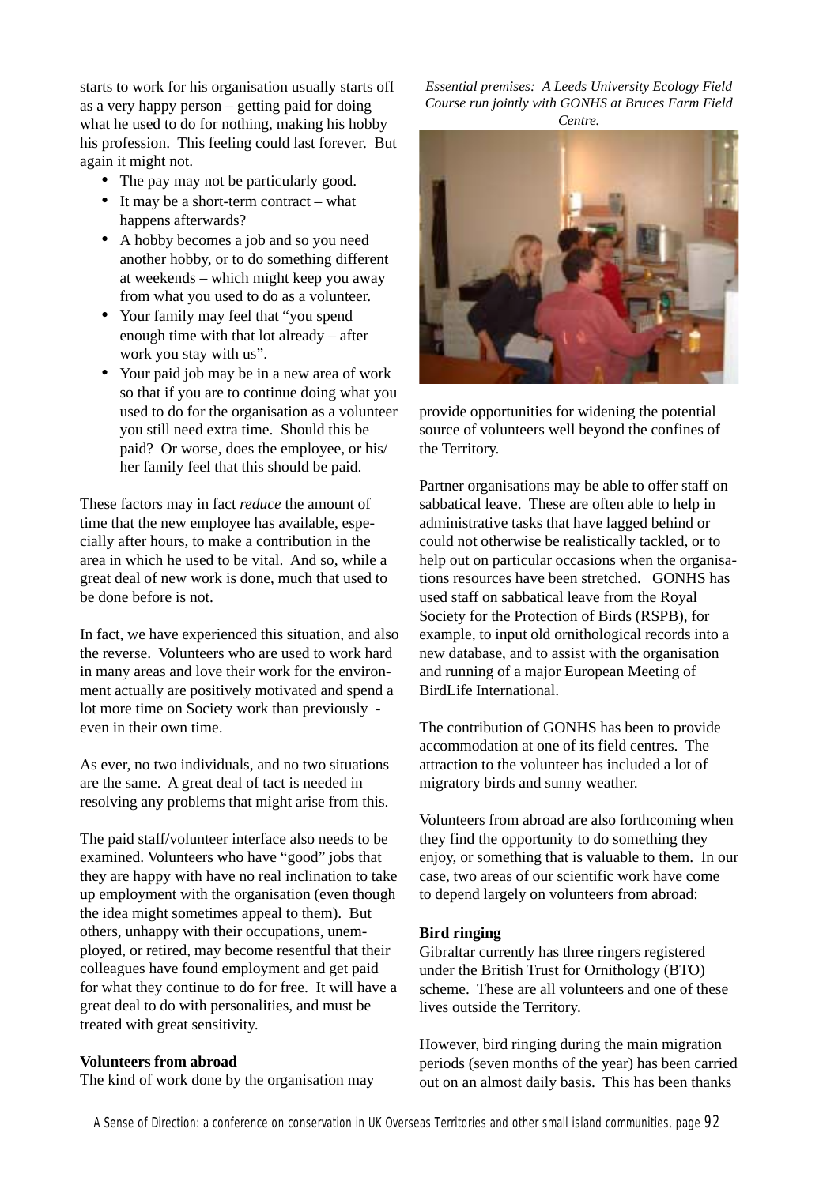starts to work for his organisation usually starts off as a very happy person – getting paid for doing what he used to do for nothing, making his hobby his profession. This feeling could last forever. But again it might not.

- The pay may not be particularly good.
- It may be a short-term contract – what happens afterwards?
- A hobby becomes a job and so you need another hobby, or to do something different at weekends – which might keep you away from what you used to do as a volunteer.
- Your family may feel that "you spend enough time with that lot already – after work you stay with us".
- Your paid job may be in a new area of work so that if you are to continue doing what you used to do for the organisation as a volunteer you still need extra time. Should this be paid? Or worse, does the employee, or his/her family feel that this should be paid.

These factors may in fact *reduce* the amount of time that the new employee has available, especially after hours, to make a contribution in the area in which he used to be vital. And so, while a great deal of new work is done, much that used to be done before is not.

In fact, we have experienced this situation, and also the reverse. Volunteers who are used to work hard in many areas and love their work for the environment actually are positively motivated and spend a lot more time on Society work than previously - even in their own time.

As ever, no two individuals, and no two situations are the same. A great deal of tact is needed in resolving any problems that might arise from this.

The paid staff/volunteer interface also needs to be examined. Volunteers who have "good" jobs that they are happy with have no real inclination to take up employment with the organisation (even though the idea might sometimes appeal to them). But others, unhappy with their occupations, unemployed, or retired, may become resentful that their colleagues have found employment and get paid for what they continue to do for free. It will have a great deal to do with personalities, and must be treated with great sensitivity.

**Volunteers from abroad**

The kind of work done by the organisation may provide opportunities for widening the potential source of volunteers well beyond the confines of the Territory.

*Essential premises: A Leeds University Ecology Field Course run jointly with GONHS at Bruces Farm Field Centre.*

Partner organisations may be able to offer staff on sabbatical leave. These are often able to help in administrative tasks that have lagged behind or could not otherwise be realistically tackled, or to help out on particular occasions when the organisations resources have been stretched. GONHS has used staff on sabbatical leave from the Royal Society for the Protection of Birds (RSPB), for example, to input old ornithological records into a new database, and to assist with the organisation and running of a major European Meeting of BirdLife International.

The contribution of GONHS has been to provide accommodation at one of its field centres. The attraction to the volunteer has included a lot of migratory birds and sunny weather.

Volunteers from abroad are also forthcoming when they find the opportunity to do something they enjoy, or something that is valuable to them. In our case, two areas of our scientific work have come to depend largely on volunteers from abroad:

**Bird ringing**

Gibraltar currently has three ringers registered under the British Trust for Ornithology (BTO) scheme. These are all volunteers and one of these lives outside the Territory.

However, bird ringing during the main migration periods (seven months of the year) has been carried out on an almost daily basis. This has been thanks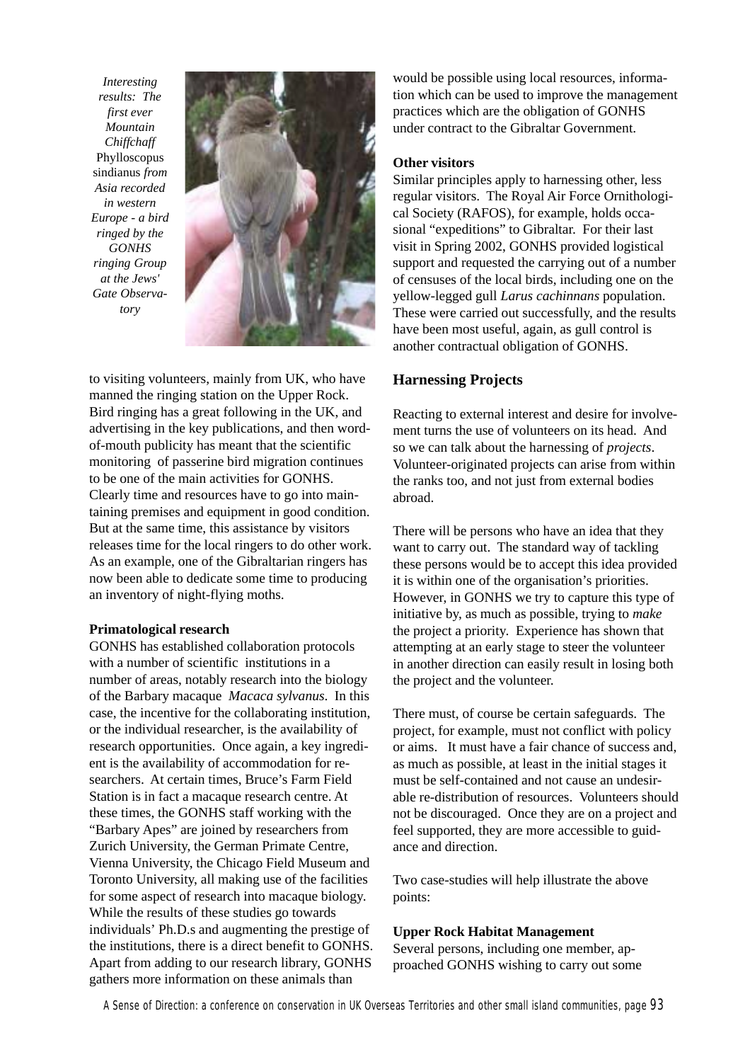*Interesting results: The first ever Mountain Chiffchaff* Phylloscopus sindianus *from Asia recorded in western Europe - a bird ringed by the GONHS ringing Group at the Jews' Gate Observatory*

to visiting volunteers, mainly from UK, who have manned the ringing station on the Upper Rock. Bird ringing has a great following in the UK, and advertising in the key publications, and then word-of-mouth publicity has meant that the scientific monitoring of passerine bird migration continues to be one of the main activities for GONHS. Clearly time and resources have to go into maintaining premises and equipment in good condition. But at the same time, this assistance by visitors releases time for the local ringers to do other work. As an example, one of the Gibraltarian ringers has now been able to dedicate some time to producing an inventory of night-flying moths.

**Primatological research**

GONHS has established collaboration protocols with a number of scientific institutions in a number of areas, notably research into the biology of the Barbary macaque *Macaca sylvanus*. In this case, the incentive for the collaborating institution, or the individual researcher, is the availability of research opportunities. Once again, a key ingredient is the availability of accommodation for researchers. At certain times, Bruce's Farm Field Station is in fact a macaque research centre. At these times, the GONHS staff working with the "Barbary Apes" are joined by researchers from Zurich University, the German Primate Centre, Vienna University, the Chicago Field Museum and Toronto University, all making use of the facilities for some aspect of research into macaque biology. While the results of these studies go towards individuals' Ph.D.s and augmenting the prestige of the institutions, there is a direct benefit to GONHS. Apart from adding to our research library, GONHS gathers more information on these animals than would be possible using local resources, information which can be used to improve the management practices which are the obligation of GONHS under contract to the Gibraltar Government.

**Other visitors**

Similar principles apply to harnessing other, less regular visitors. The Royal Air Force Ornithological Society (RAFOS), for example, holds occasional "expeditions" to Gibraltar. For their last visit in Spring 2002, GONHS provided logistical support and requested the carrying out of a number of censuses of the local birds, including one on the yellow-legged gull *Larus cachinnans* population. These were carried out successfully, and the results have been most useful, again, as gull control is another contractual obligation of GONHS.

## Harnessing Projects

Reacting to external interest and desire for involvement turns the use of volunteers on its head. And so we can talk about the harnessing of *projects*. Volunteer-originated projects can arise from within the ranks too, and not just from external bodies abroad.

There will be persons who have an idea that they want to carry out. The standard way of tackling these persons would be to accept this idea provided it is within one of the organisation's priorities. However, in GONHS we try to capture this type of initiative by, as much as possible, trying to *make* the project a priority. Experience has shown that attempting at an early stage to steer the volunteer in another direction can easily result in losing both the project and the volunteer.

There must, of course be certain safeguards. The project, for example, must not conflict with policy or aims. It must have a fair chance of success and, as much as possible, at least in the initial stages it must be self-contained and not cause an undesirable re-distribution of resources. Volunteers should not be discouraged. Once they are on a project and feel supported, they are more accessible to guidance and direction.

Two case-studies will help illustrate the above points:

**Upper Rock Habitat Management**

Several persons, including one member, approached GONHS wishing to carry out some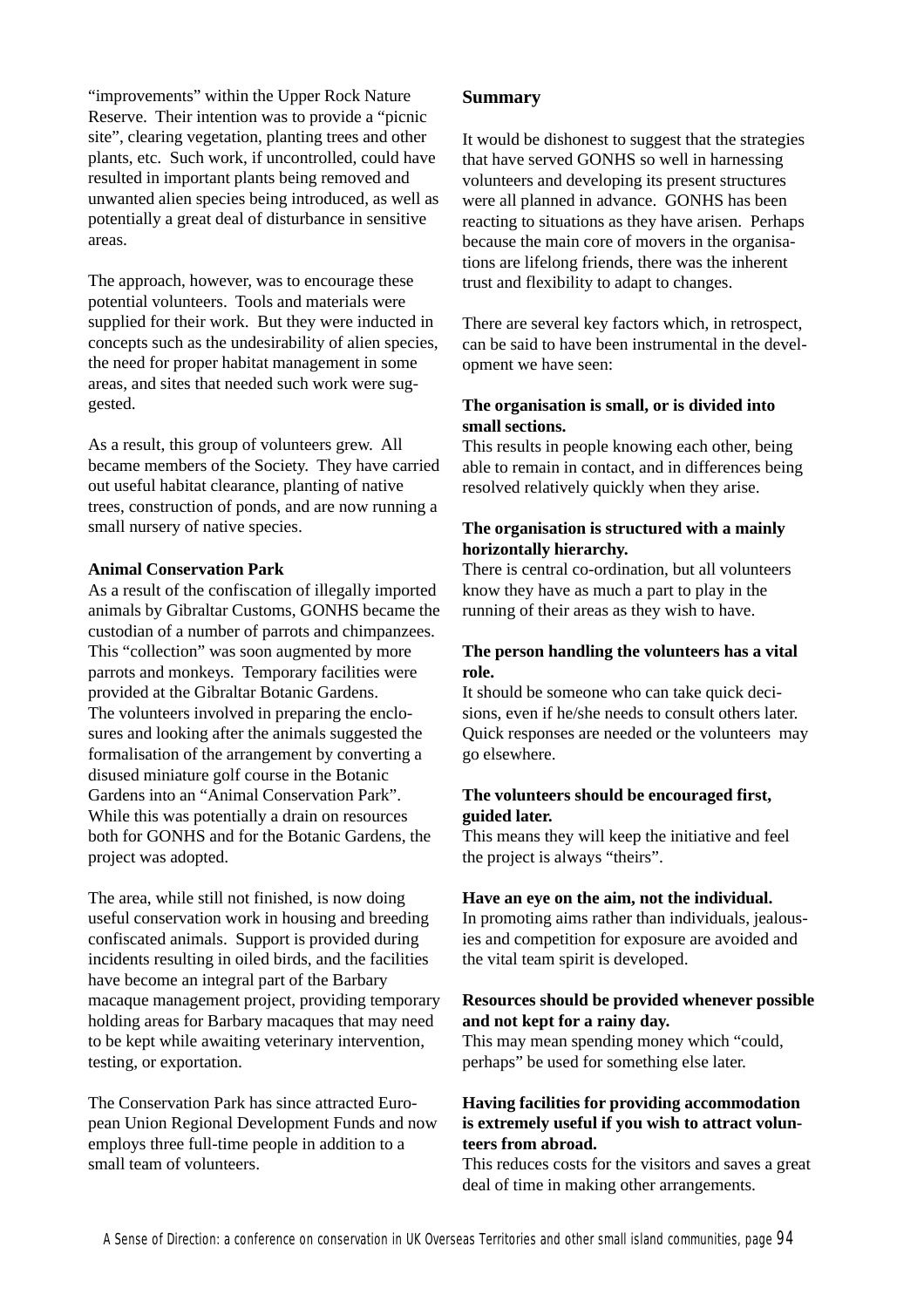"improvements" within the Upper Rock Nature Reserve. Their intention was to provide a "picnic site", clearing vegetation, planting trees and other plants, etc. Such work, if uncontrolled, could have resulted in important plants being removed and unwanted alien species being introduced, as well as potentially a great deal of disturbance in sensitive areas.

The approach, however, was to encourage these potential volunteers. Tools and materials were supplied for their work. But they were inducted in concepts such as the undesirability of alien species, the need for proper habitat management in some areas, and sites that needed such work were suggested.

As a result, this group of volunteers grew. All became members of the Society. They have carried out useful habitat clearance, planting of native trees, construction of ponds, and are now running a small nursery of native species.

**Animal Conservation Park**

As a result of the confiscation of illegally imported animals by Gibraltar Customs, GONHS became the custodian of a number of parrots and chimpanzees. This "collection" was soon augmented by more parrots and monkeys. Temporary facilities were provided at the Gibraltar Botanic Gardens. The volunteers involved in preparing the enclosures and looking after the animals suggested the formalisation of the arrangement by converting a disused miniature golf course in the Botanic Gardens into an "Animal Conservation Park". While this was potentially a drain on resources both for GONHS and for the Botanic Gardens, the project was adopted.

The area, while still not finished, is now doing useful conservation work in housing and breeding confiscated animals. Support is provided during incidents resulting in oiled birds, and the facilities have become an integral part of the Barbary macaque management project, providing temporary holding areas for Barbary macaques that may need to be kept while awaiting veterinary intervention, testing, or exportation.

The Conservation Park has since attracted European Union Regional Development Funds and now employs three full-time people in addition to a small team of volunteers.

### Summary

It would be dishonest to suggest that the strategies that have served GONHS so well in harnessing volunteers and developing its present structures were all planned in advance. GONHS has been reacting to situations as they have arisen. Perhaps because the main core of movers in the organisations are lifelong friends, there was the inherent trust and flexibility to adapt to changes.

There are several key factors which, in retrospect, can be said to have been instrumental in the development we have seen:

**The organisation is small, or is divided into small sections.**
This results in people knowing each other, being able to remain in contact, and in differences being resolved relatively quickly when they arise.

**The organisation is structured with a mainly horizontally hierarchy.**
There is central co-ordination, but all volunteers know they have as much a part to play in the running of their areas as they wish to have.

**The person handling the volunteers has a vital role.**
It should be someone who can take quick decisions, even if he/she needs to consult others later. Quick responses are needed or the volunteers may go elsewhere.

**The volunteers should be encouraged first, guided later.**
This means they will keep the initiative and feel the project is always "theirs".

**Have an eye on the aim, not the individual.**
In promoting aims rather than individuals, jealousies and competition for exposure are avoided and the vital team spirit is developed.

**Resources should be provided whenever possible and not kept for a rainy day.**
This may mean spending money which "could, perhaps" be used for something else later.

**Having facilities for providing accommodation is extremely useful if you wish to attract volunteers from abroad.**
This reduces costs for the visitors and saves a great deal of time in making other arrangements.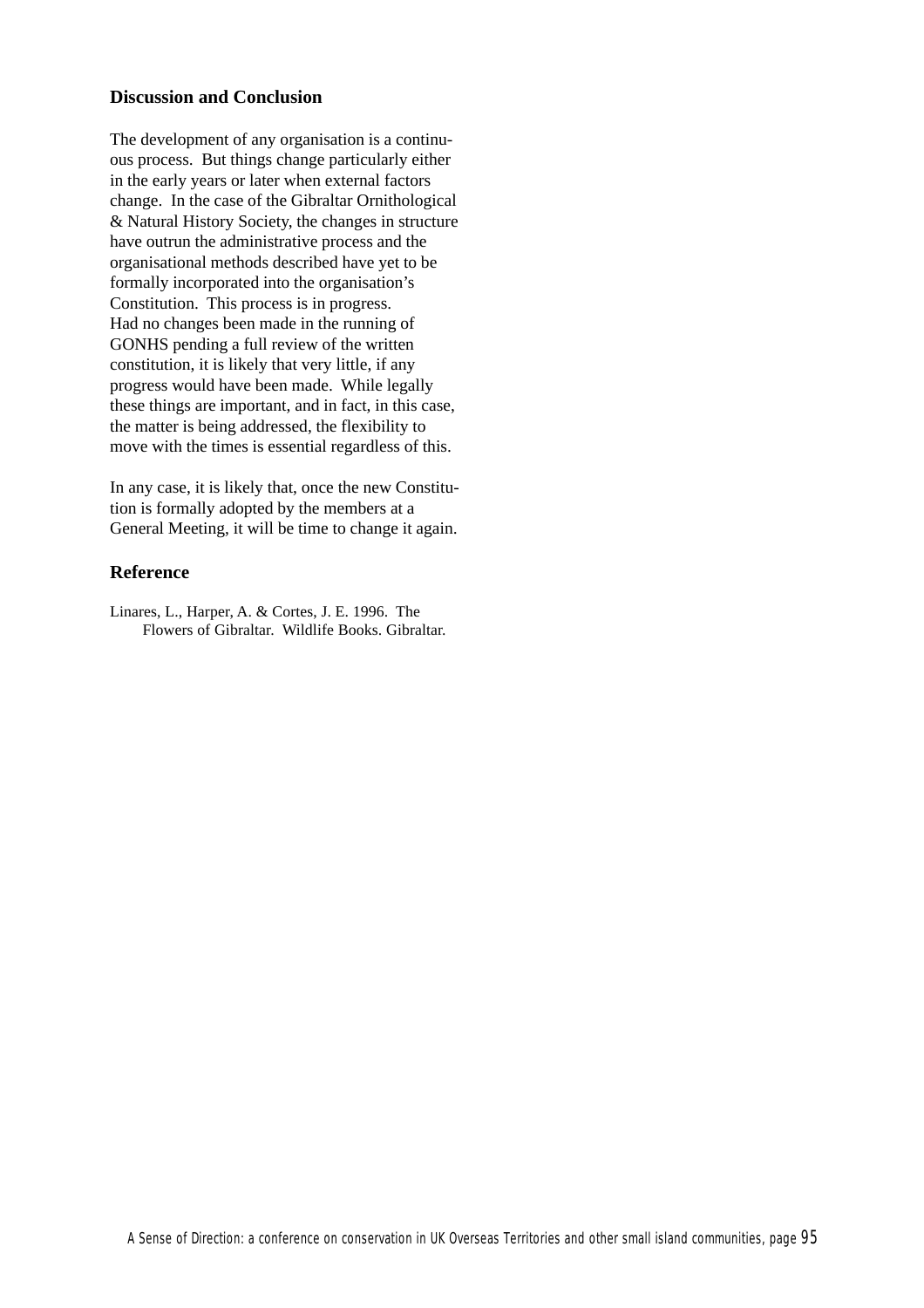## Discussion and Conclusion

The development of any organisation is a continuous process. But things change particularly either in the early years or later when external factors change. In the case of the Gibraltar Ornithological & Natural History Society, the changes in structure have outrun the administrative process and the organisational methods described have yet to be formally incorporated into the organisation's Constitution. This process is in progress. Had no changes been made in the running of GONHS pending a full review of the written constitution, it is likely that very little, if any progress would have been made. While legally these things are important, and in fact, in this case, the matter is being addressed, the flexibility to move with the times is essential regardless of this.

In any case, it is likely that, once the new Constitution is formally adopted by the members at a General Meeting, it will be time to change it again.

## Reference

Linares, L., Harper, A. & Cortes, J. E. 1996. The Flowers of Gibraltar. Wildlife Books. Gibraltar.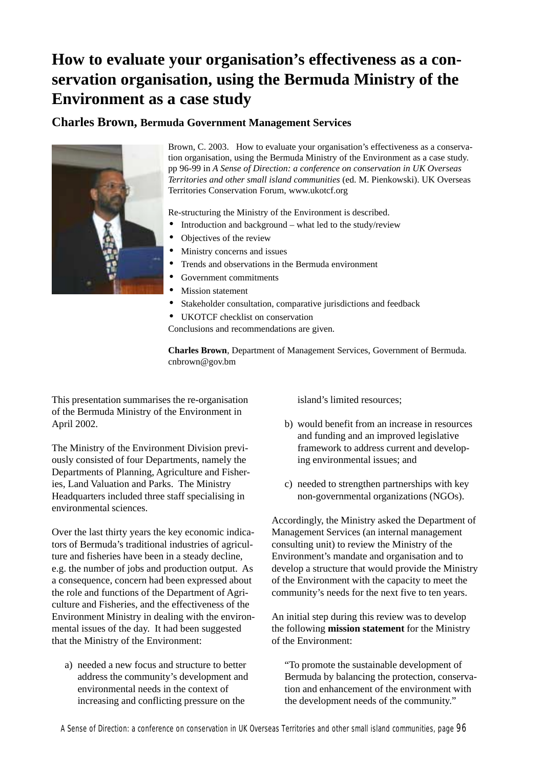# How to evaluate your organisation's effectiveness as a conservation organisation, using the Bermuda Ministry of the Environment as a case study

## Charles Brown, Bermuda Government Management Services

Brown, C. 2003. How to evaluate your organisation's effectiveness as a conservation organisation, using the Bermuda Ministry of the Environment as a case study. pp 96-99 in *A Sense of Direction: a conference on conservation in UK Overseas Territories and other small island communities* (ed. M. Pienkowski). UK Overseas Territories Conservation Forum, www.ukotcf.org

Re-structuring the Ministry of the Environment is described.

- Introduction and background – what led to the study/review
- Objectives of the review
- Ministry concerns and issues
- Trends and observations in the Bermuda environment
- Government commitments
- Mission statement
- Stakeholder consultation, comparative jurisdictions and feedback
- UKOTCF checklist on conservation

Conclusions and recommendations are given.

**Charles Brown**, Department of Management Services, Government of Bermuda. cnbrown@gov.bm

This presentation summarises the re-organisation of the Bermuda Ministry of the Environment in April 2002.

The Ministry of the Environment Division previously consisted of four Departments, namely the Departments of Planning, Agriculture and Fisheries, Land Valuation and Parks. The Ministry Headquarters included three staff specialising in environmental sciences.

Over the last thirty years the key economic indicators of Bermuda's traditional industries of agriculture and fisheries have been in a steady decline, e.g. the number of jobs and production output. As a consequence, concern had been expressed about the role and functions of the Department of Agriculture and Fisheries, and the effectiveness of the Environment Ministry in dealing with the environmental issues of the day. It had been suggested that the Ministry of the Environment:

a) needed a new focus and structure to better address the community's development and environmental needs in the context of increasing and conflicting pressure on the island's limited resources;

b) would benefit from an increase in resources and funding and an improved legislative framework to address current and developing environmental issues; and

c) needed to strengthen partnerships with key non-governmental organizations (NGOs).

Accordingly, the Ministry asked the Department of Management Services (an internal management consulting unit) to review the Ministry of the Environment's mandate and organisation and to develop a structure that would provide the Ministry of the Environment with the capacity to meet the community's needs for the next five to ten years.

An initial step during this review was to develop the following **mission statement** for the Ministry of the Environment:

> "To promote the sustainable development of Bermuda by balancing the protection, conservation and enhancement of the environment with the development needs of the community."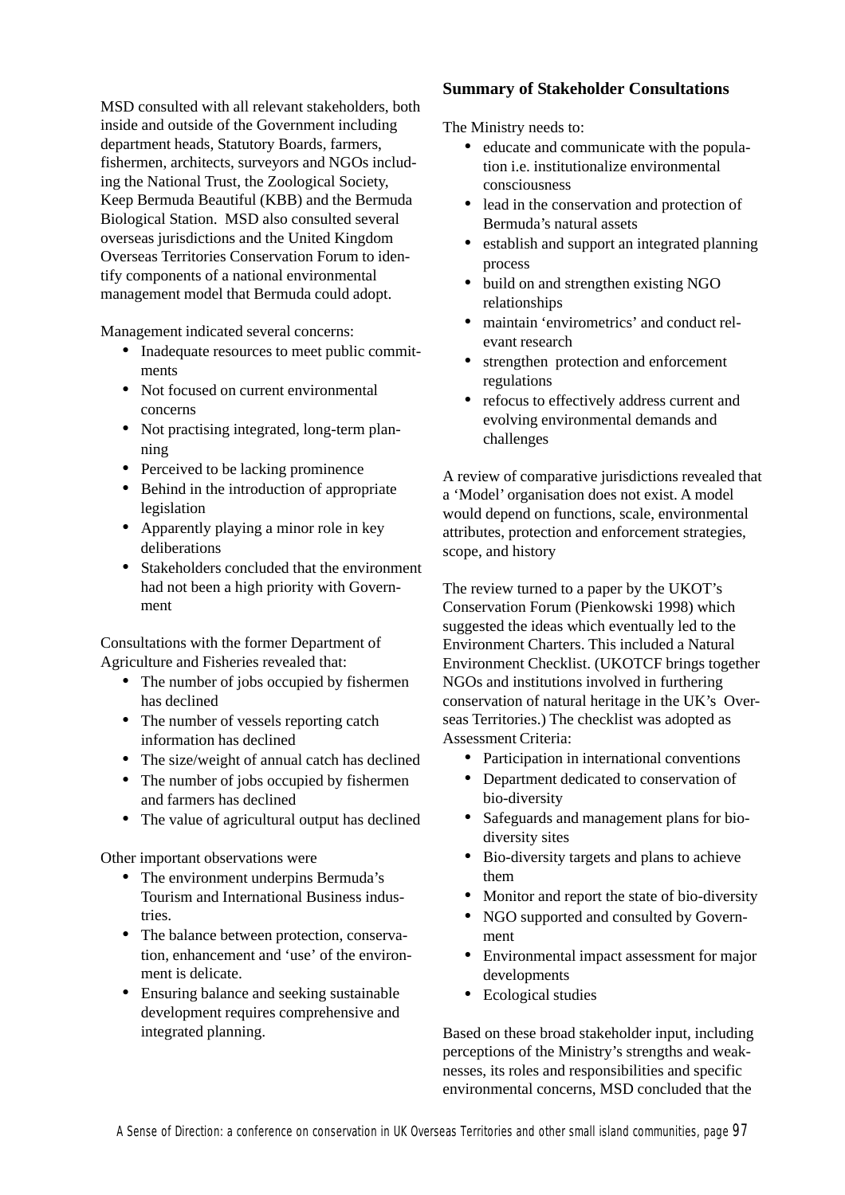MSD consulted with all relevant stakeholders, both inside and outside of the Government including department heads, Statutory Boards, farmers, fishermen, architects, surveyors and NGOs including the National Trust, the Zoological Society, Keep Bermuda Beautiful (KBB) and the Bermuda Biological Station. MSD also consulted several overseas jurisdictions and the United Kingdom Overseas Territories Conservation Forum to identify components of a national environmental management model that Bermuda could adopt.

Management indicated several concerns:

- Inadequate resources to meet public commitments
- Not focused on current environmental concerns
- Not practising integrated, long-term planning
- Perceived to be lacking prominence
- Behind in the introduction of appropriate legislation
- Apparently playing a minor role in key deliberations
- Stakeholders concluded that the environment had not been a high priority with Government

Consultations with the former Department of Agriculture and Fisheries revealed that:

- The number of jobs occupied by fishermen has declined
- The number of vessels reporting catch information has declined
- The size/weight of annual catch has declined
- The number of jobs occupied by fishermen and farmers has declined
- The value of agricultural output has declined

Other important observations were

- The environment underpins Bermuda's Tourism and International Business industries.
- The balance between protection, conservation, enhancement and 'use' of the environment is delicate.
- Ensuring balance and seeking sustainable development requires comprehensive and integrated planning.

### Summary of Stakeholder Consultations

The Ministry needs to:

- educate and communicate with the population i.e. institutionalize environmental consciousness
- lead in the conservation and protection of Bermuda's natural assets
- establish and support an integrated planning process
- build on and strengthen existing NGO relationships
- maintain 'envirometrics' and conduct relevant research
- strengthen protection and enforcement regulations
- refocus to effectively address current and evolving environmental demands and challenges

A review of comparative jurisdictions revealed that a 'Model' organisation does not exist. A model would depend on functions, scale, environmental attributes, protection and enforcement strategies, scope, and history

The review turned to a paper by the UKOT's Conservation Forum (Pienkowski 1998) which suggested the ideas which eventually led to the Environment Charters. This included a Natural Environment Checklist. (UKOTCF brings together NGOs and institutions involved in furthering conservation of natural heritage in the UK's Overseas Territories.) The checklist was adopted as Assessment Criteria:

- Participation in international conventions
- Department dedicated to conservation of bio-diversity
- Safeguards and management plans for bio-diversity sites
- Bio-diversity targets and plans to achieve them
- Monitor and report the state of bio-diversity
- NGO supported and consulted by Government
- Environmental impact assessment for major developments
- Ecological studies

Based on these broad stakeholder input, including perceptions of the Ministry's strengths and weaknesses, its roles and responsibilities and specific environmental concerns, MSD concluded that the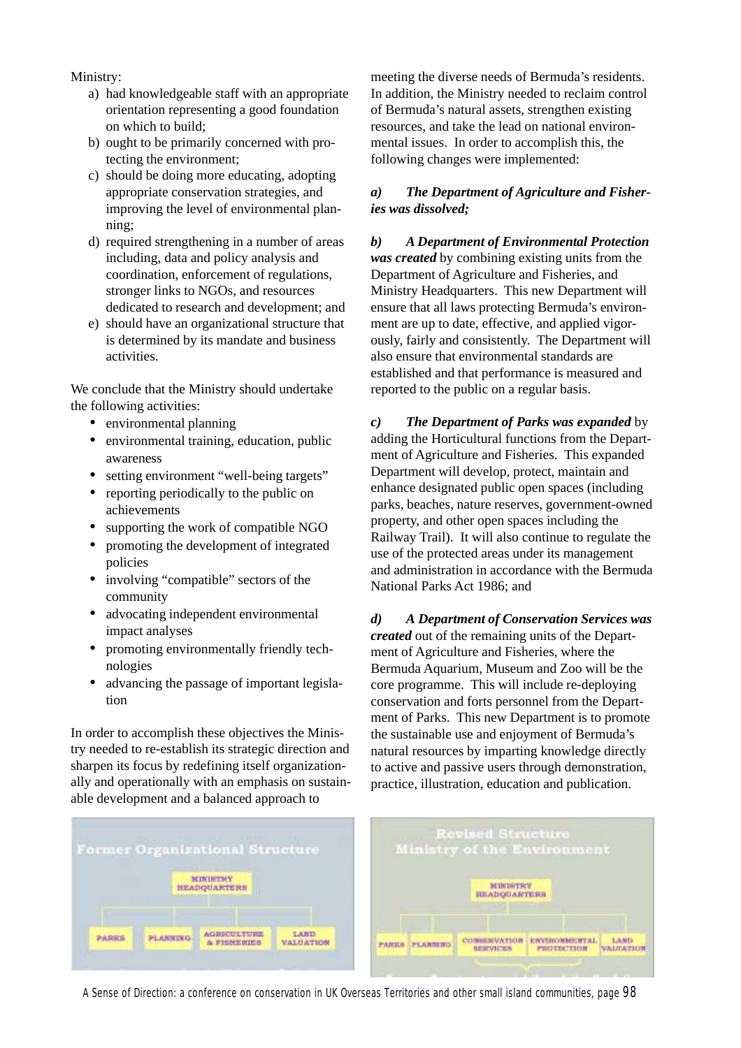Ministry:

a) had knowledgeable staff with an appropriate orientation representing a good foundation on which to build;
b) ought to be primarily concerned with protecting the environment;
c) should be doing more educating, adopting appropriate conservation strategies, and improving the level of environmental planning;
d) required strengthening in a number of areas including, data and policy analysis and coordination, enforcement of regulations, stronger links to NGOs, and resources dedicated to research and development; and
e) should have an organizational structure that is determined by its mandate and business activities.

We conclude that the Ministry should undertake the following activities:

- environmental planning
- environmental training, education, public awareness
- setting environment "well-being targets"
- reporting periodically to the public on achievements
- supporting the work of compatible NGO
- promoting the development of integrated policies
- involving "compatible" sectors of the community
- advocating independent environmental impact analyses
- promoting environmentally friendly technologies
- advancing the passage of important legislation

In order to accomplish these objectives the Ministry needed to re-establish its strategic direction and sharpen its focus by redefining itself organizationally and operationally with an emphasis on sustainable development and a balanced approach to meeting the diverse needs of Bermuda's residents. In addition, the Ministry needed to reclaim control of Bermuda's natural assets, strengthen existing resources, and take the lead on national environmental issues. In order to accomplish this, the following changes were implemented:

***a) The Department of Agriculture and Fisheries was dissolved;***

***b) A Department of Environmental Protection was created*** by combining existing units from the Department of Agriculture and Fisheries, and Ministry Headquarters. This new Department will ensure that all laws protecting Bermuda's environment are up to date, effective, and applied vigorously, fairly and consistently. The Department will also ensure that environmental standards are established and that performance is measured and reported to the public on a regular basis.

***c) The Department of Parks was expanded*** by adding the Horticultural functions from the Department of Agriculture and Fisheries. This expanded Department will develop, protect, maintain and enhance designated public open spaces (including parks, beaches, nature reserves, government-owned property, and other open spaces including the Railway Trail). It will also continue to regulate the use of the protected areas under its management and administration in accordance with the Bermuda National Parks Act 1986; and

***d) A Department of Conservation Services was created*** out of the remaining units of the Department of Agriculture and Fisheries, where the Bermuda Aquarium, Museum and Zoo will be the core programme. This will include re-deploying conservation and forts personnel from the Department of Parks. This new Department is to promote the sustainable use and enjoyment of Bermuda's natural resources by imparting knowledge directly to active and passive users through demonstration, practice, illustration, education and publication.

**Former Organizational Structure**

MINISTRY HEADQUARTERS: PARKS | PLANNING | AGRICULTURE & FISHERIES | LAND VALUATION

**Revised Structure Ministry of the Environment**

MINISTRY HEADQUARTERS: PARKS | PLANNING | CONSERVATION SERVICES | ENVIRONMENTAL PROTECTION | LAND VALUATION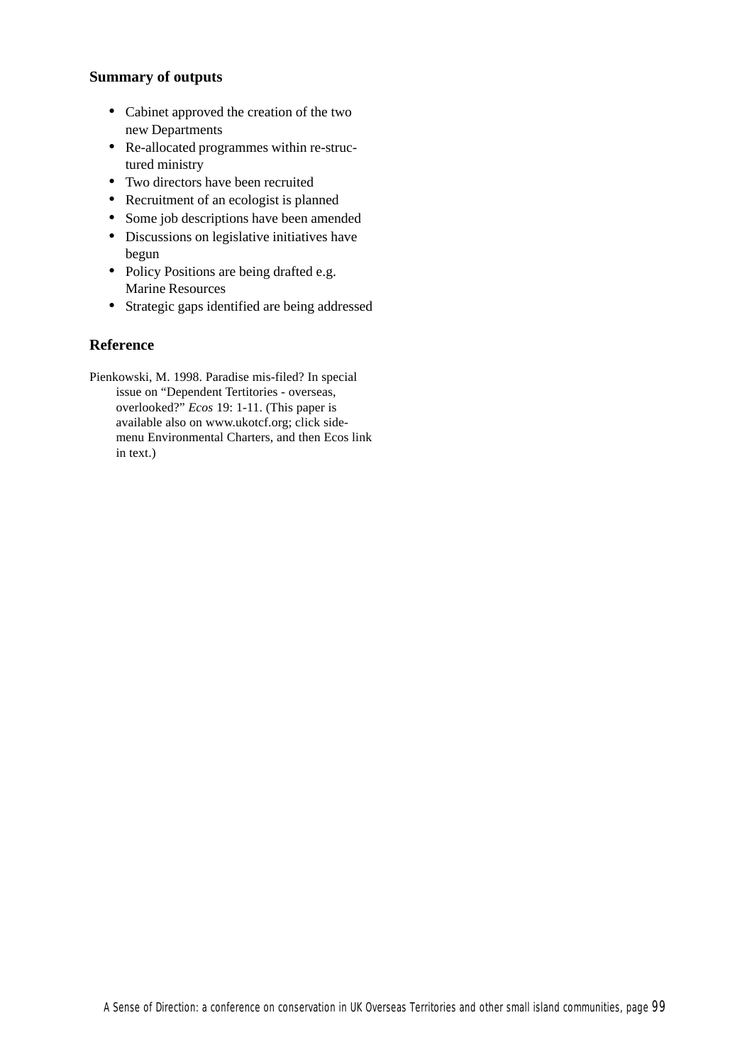### Summary of outputs

- Cabinet approved the creation of the two new Departments
- Re-allocated programmes within re-structured ministry
- Two directors have been recruited
- Recruitment of an ecologist is planned
- Some job descriptions have been amended
- Discussions on legislative initiatives have begun
- Policy Positions are being drafted e.g. Marine Resources
- Strategic gaps identified are being addressed

### Reference

Pienkowski, M. 1998. Paradise mis-filed? In special issue on "Dependent Tertitories - overseas, overlooked?" *Ecos* 19: 1-11. (This paper is available also on www.ukotcf.org; click side-menu Environmental Charters, and then Ecos link in text.)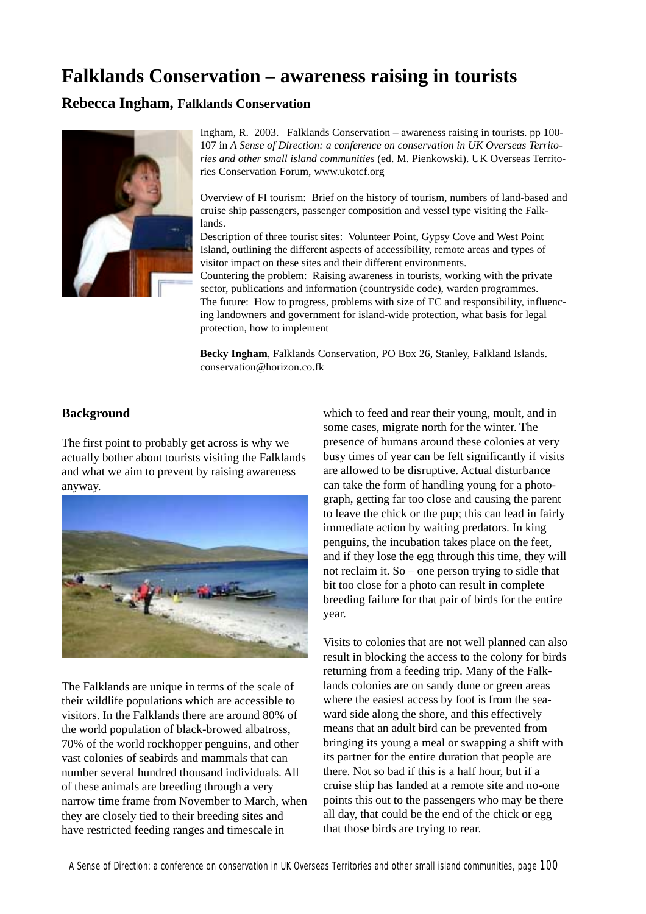# Falklands Conservation – awareness raising in tourists

## Rebecca Ingham, Falklands Conservation

Ingham, R. 2003. Falklands Conservation – awareness raising in tourists. pp 100-107 in *A Sense of Direction: a conference on conservation in UK Overseas Territories and other small island communities* (ed. M. Pienkowski). UK Overseas Territories Conservation Forum, www.ukotcf.org

Overview of FI tourism: Brief on the history of tourism, numbers of land-based and cruise ship passengers, passenger composition and vessel type visiting the Falklands.
Description of three tourist sites: Volunteer Point, Gypsy Cove and West Point Island, outlining the different aspects of accessibility, remote areas and types of visitor impact on these sites and their different environments.
Countering the problem: Raising awareness in tourists, working with the private sector, publications and information (countryside code), warden programmes.
The future: How to progress, problems with size of FC and responsibility, influencing landowners and government for island-wide protection, what basis for legal protection, how to implement

**Becky Ingham**, Falklands Conservation, PO Box 26, Stanley, Falkland Islands. conservation@horizon.co.fk

### Background

The first point to probably get across is why we actually bother about tourists visiting the Falklands and what we aim to prevent by raising awareness anyway.

The Falklands are unique in terms of the scale of their wildlife populations which are accessible to visitors. In the Falklands there are around 80% of the world population of black-browed albatross, 70% of the world rockhopper penguins, and other vast colonies of seabirds and mammals that can number several hundred thousand individuals. All of these animals are breeding through a very narrow time frame from November to March, when they are closely tied to their breeding sites and have restricted feeding ranges and timescale in which to feed and rear their young, moult, and in some cases, migrate north for the winter. The presence of humans around these colonies at very busy times of year can be felt significantly if visits are allowed to be disruptive. Actual disturbance can take the form of handling young for a photograph, getting far too close and causing the parent to leave the chick or the pup; this can lead in fairly immediate action by waiting predators. In king penguins, the incubation takes place on the feet, and if they lose the egg through this time, they will not reclaim it. So – one person trying to sidle that bit too close for a photo can result in complete breeding failure for that pair of birds for the entire year.

Visits to colonies that are not well planned can also result in blocking the access to the colony for birds returning from a feeding trip. Many of the Falklands colonies are on sandy dune or green areas where the easiest access by foot is from the seaward side along the shore, and this effectively means that an adult bird can be prevented from bringing its young a meal or swapping a shift with its partner for the entire duration that people are there. Not so bad if this is a half hour, but if a cruise ship has landed at a remote site and no-one points this out to the passengers who may be there all day, that could be the end of the chick or egg that those birds are trying to rear.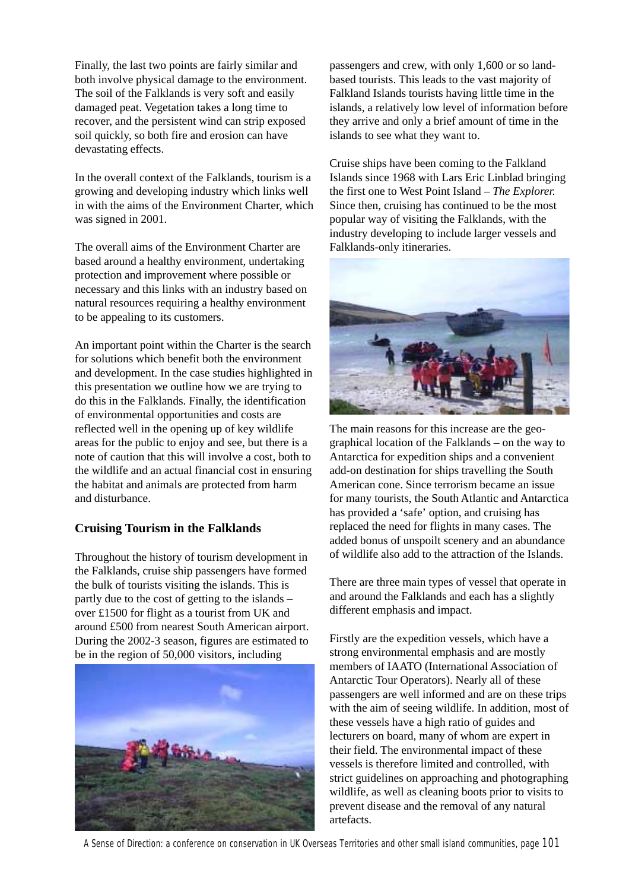Finally, the last two points are fairly similar and both involve physical damage to the environment. The soil of the Falklands is very soft and easily damaged peat. Vegetation takes a long time to recover, and the persistent wind can strip exposed soil quickly, so both fire and erosion can have devastating effects.

In the overall context of the Falklands, tourism is a growing and developing industry which links well in with the aims of the Environment Charter, which was signed in 2001.

The overall aims of the Environment Charter are based around a healthy environment, undertaking protection and improvement where possible or necessary and this links with an industry based on natural resources requiring a healthy environment to be appealing to its customers.

An important point within the Charter is the search for solutions which benefit both the environment and development. In the case studies highlighted in this presentation we outline how we are trying to do this in the Falklands. Finally, the identification of environmental opportunities and costs are reflected well in the opening up of key wildlife areas for the public to enjoy and see, but there is a note of caution that this will involve a cost, both to the wildlife and an actual financial cost in ensuring the habitat and animals are protected from harm and disturbance.

## Cruising Tourism in the Falklands

Throughout the history of tourism development in the Falklands, cruise ship passengers have formed the bulk of tourists visiting the islands. This is partly due to the cost of getting to the islands – over £1500 for flight as a tourist from UK and around £500 from nearest South American airport. During the 2002-3 season, figures are estimated to be in the region of 50,000 visitors, including passengers and crew, with only 1,600 or so land-based tourists. This leads to the vast majority of Falkland Islands tourists having little time in the islands, a relatively low level of information before they arrive and only a brief amount of time in the islands to see what they want to.

Cruise ships have been coming to the Falkland Islands since 1968 with Lars Eric Linblad bringing the first one to West Point Island – *The Explorer.* Since then, cruising has continued to be the most popular way of visiting the Falklands, with the industry developing to include larger vessels and Falklands-only itineraries.

The main reasons for this increase are the geographical location of the Falklands – on the way to Antarctica for expedition ships and a convenient add-on destination for ships travelling the South American cone. Since terrorism became an issue for many tourists, the South Atlantic and Antarctica has provided a 'safe' option, and cruising has replaced the need for flights in many cases. The added bonus of unspoilt scenery and an abundance of wildlife also add to the attraction of the Islands.

There are three main types of vessel that operate in and around the Falklands and each has a slightly different emphasis and impact.

Firstly are the expedition vessels, which have a strong environmental emphasis and are mostly members of IAATO (International Association of Antarctic Tour Operators). Nearly all of these passengers are well informed and are on these trips with the aim of seeing wildlife. In addition, most of these vessels have a high ratio of guides and lecturers on board, many of whom are expert in their field. The environmental impact of these vessels is therefore limited and controlled, with strict guidelines on approaching and photographing wildlife, as well as cleaning boots prior to visits to prevent disease and the removal of any natural artefacts.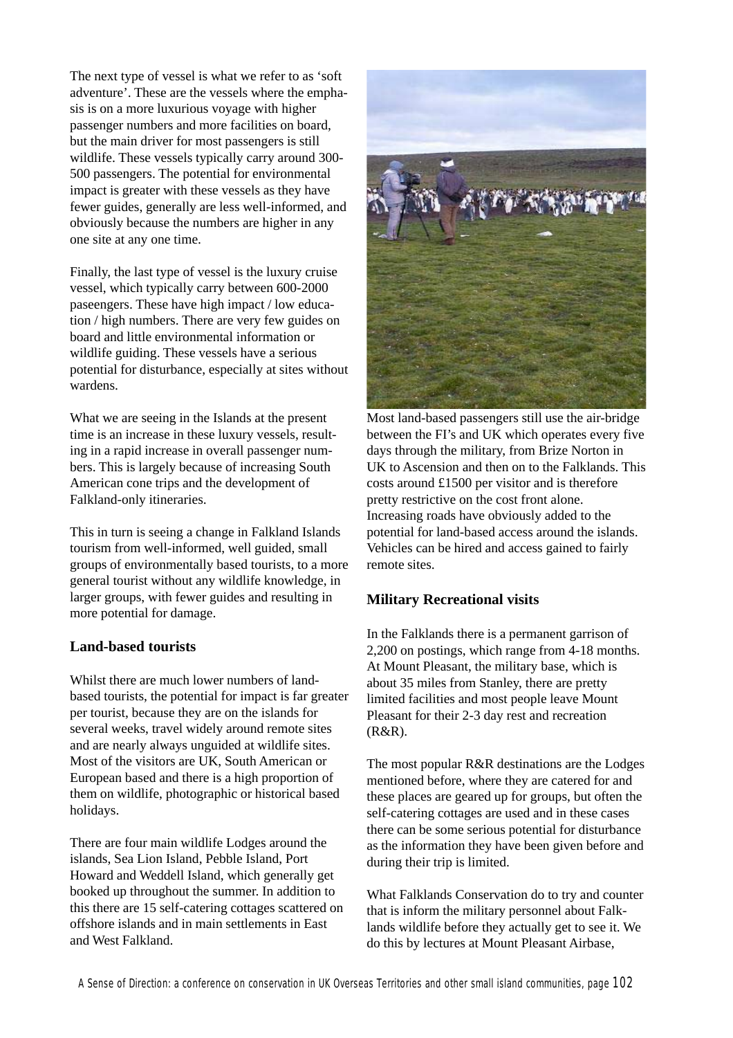The next type of vessel is what we refer to as 'soft adventure'. These are the vessels where the emphasis is on a more luxurious voyage with higher passenger numbers and more facilities on board, but the main driver for most passengers is still wildlife. These vessels typically carry around 300-500 passengers. The potential for environmental impact is greater with these vessels as they have fewer guides, generally are less well-informed, and obviously because the numbers are higher in any one site at any one time.

Finally, the last type of vessel is the luxury cruise vessel, which typically carry between 600-2000 paseengers. These have high impact / low education / high numbers. There are very few guides on board and little environmental information or wildlife guiding. These vessels have a serious potential for disturbance, especially at sites without wardens.

What we are seeing in the Islands at the present time is an increase in these luxury vessels, resulting in a rapid increase in overall passenger numbers. This is largely because of increasing South American cone trips and the development of Falkland-only itineraries.

This in turn is seeing a change in Falkland Islands tourism from well-informed, well guided, small groups of environmentally based tourists, to a more general tourist without any wildlife knowledge, in larger groups, with fewer guides and resulting in more potential for damage.

### Land-based tourists

Whilst there are much lower numbers of land-based tourists, the potential for impact is far greater per tourist, because they are on the islands for several weeks, travel widely around remote sites and are nearly always unguided at wildlife sites. Most of the visitors are UK, South American or European based and there is a high proportion of them on wildlife, photographic or historical based holidays.

There are four main wildlife Lodges around the islands, Sea Lion Island, Pebble Island, Port Howard and Weddell Island, which generally get booked up throughout the summer. In addition to this there are 15 self-catering cottages scattered on offshore islands and in main settlements in East and West Falkland.

Most land-based passengers still use the air-bridge between the FI's and UK which operates every five days through the military, from Brize Norton in UK to Ascension and then on to the Falklands. This costs around £1500 per visitor and is therefore pretty restrictive on the cost front alone. Increasing roads have obviously added to the potential for land-based access around the islands. Vehicles can be hired and access gained to fairly remote sites.

### Military Recreational visits

In the Falklands there is a permanent garrison of 2,200 on postings, which range from 4-18 months. At Mount Pleasant, the military base, which is about 35 miles from Stanley, there are pretty limited facilities and most people leave Mount Pleasant for their 2-3 day rest and recreation (R&R).

The most popular R&R destinations are the Lodges mentioned before, where they are catered for and these places are geared up for groups, but often the self-catering cottages are used and in these cases there can be some serious potential for disturbance as the information they have been given before and during their trip is limited.

What Falklands Conservation do to try and counter that is inform the military personnel about Falklands wildlife before they actually get to see it. We do this by lectures at Mount Pleasant Airbase,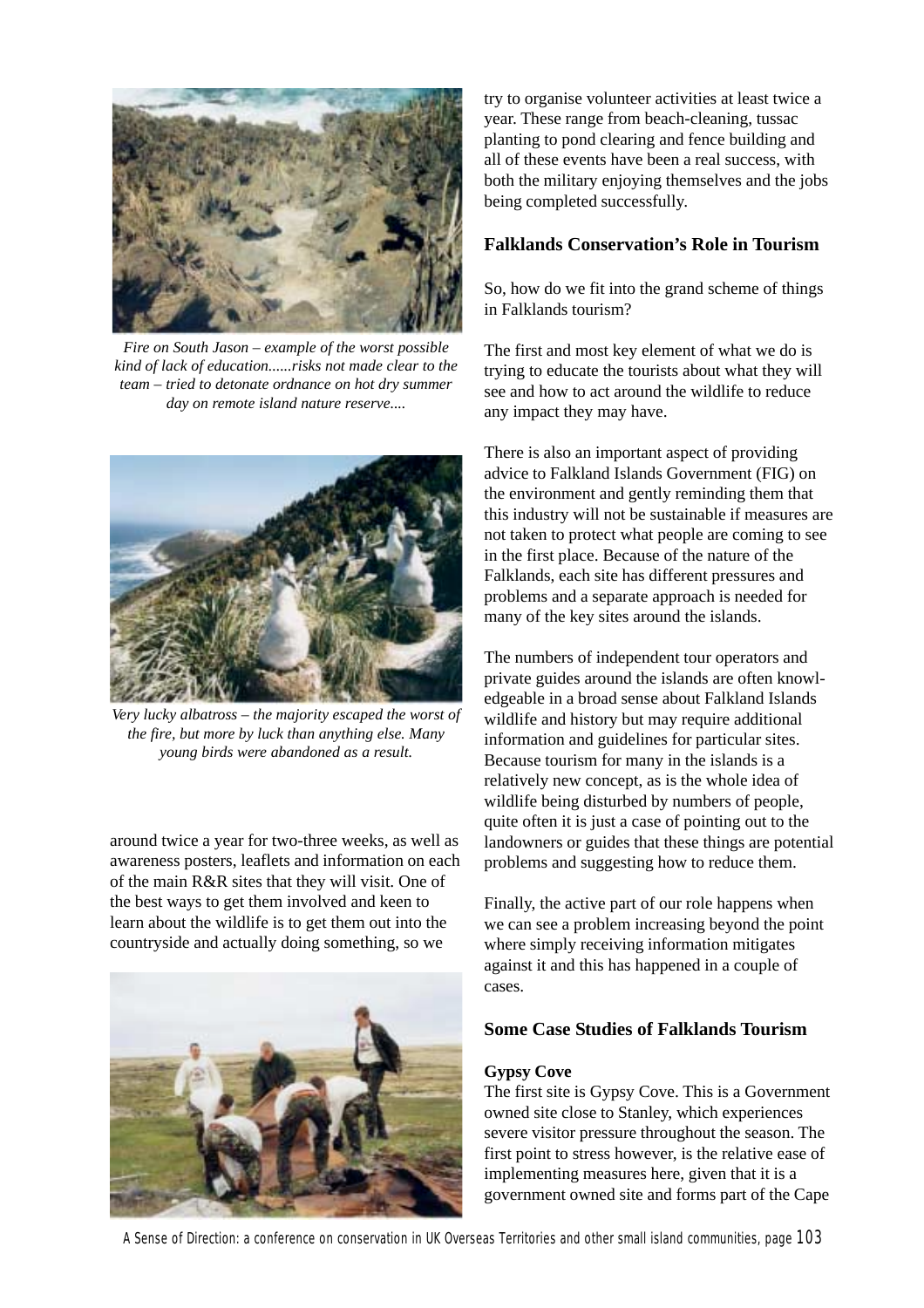*Fire on South Jason – example of the worst possible kind of lack of education......risks not made clear to the team – tried to detonate ordnance on hot dry summer day on remote island nature reserve....*

*Very lucky albatross – the majority escaped the worst of the fire, but more by luck than anything else. Many young birds were abandoned as a result.*

around twice a year for two-three weeks, as well as awareness posters, leaflets and information on each of the main R&R sites that they will visit. One of the best ways to get them involved and keen to learn about the wildlife is to get them out into the countryside and actually doing something, so we try to organise volunteer activities at least twice a year. These range from beach-cleaning, tussac planting to pond clearing and fence building and all of these events have been a real success, with both the military enjoying themselves and the jobs being completed successfully.

### Falklands Conservation's Role in Tourism

So, how do we fit into the grand scheme of things in Falklands tourism?

The first and most key element of what we do is trying to educate the tourists about what they will see and how to act around the wildlife to reduce any impact they may have.

There is also an important aspect of providing advice to Falkland Islands Government (FIG) on the environment and gently reminding them that this industry will not be sustainable if measures are not taken to protect what people are coming to see in the first place. Because of the nature of the Falklands, each site has different pressures and problems and a separate approach is needed for many of the key sites around the islands.

The numbers of independent tour operators and private guides around the islands are often knowledgeable in a broad sense about Falkland Islands wildlife and history but may require additional information and guidelines for particular sites. Because tourism for many in the islands is a relatively new concept, as is the whole idea of wildlife being disturbed by numbers of people, quite often it is just a case of pointing out to the landowners or guides that these things are potential problems and suggesting how to reduce them.

Finally, the active part of our role happens when we can see a problem increasing beyond the point where simply receiving information mitigates against it and this has happened in a couple of cases.

### Some Case Studies of Falklands Tourism

**Gypsy Cove**

The first site is Gypsy Cove. This is a Government owned site close to Stanley, which experiences severe visitor pressure throughout the season. The first point to stress however, is the relative ease of implementing measures here, given that it is a government owned site and forms part of the Cape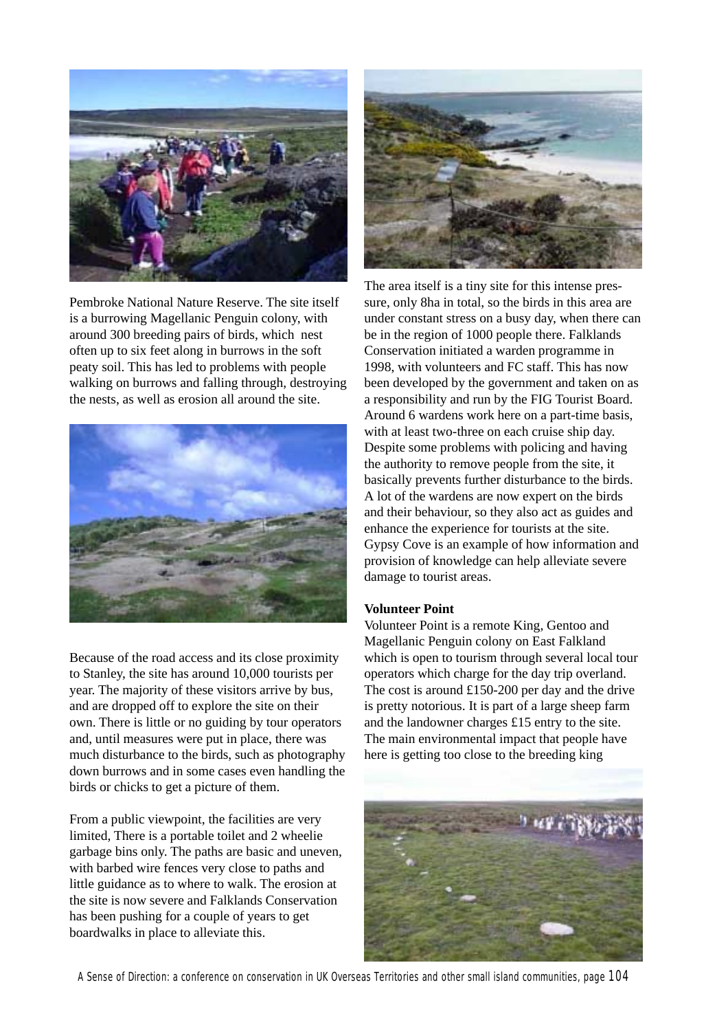Pembroke National Nature Reserve. The site itself is a burrowing Magellanic Penguin colony, with around 300 breeding pairs of birds, which nest often up to six feet along in burrows in the soft peaty soil. This has led to problems with people walking on burrows and falling through, destroying the nests, as well as erosion all around the site.

Because of the road access and its close proximity to Stanley, the site has around 10,000 tourists per year. The majority of these visitors arrive by bus, and are dropped off to explore the site on their own. There is little or no guiding by tour operators and, until measures were put in place, there was much disturbance to the birds, such as photography down burrows and in some cases even handling the birds or chicks to get a picture of them.

From a public viewpoint, the facilities are very limited, There is a portable toilet and 2 wheelie garbage bins only. The paths are basic and uneven, with barbed wire fences very close to paths and little guidance as to where to walk. The erosion at the site is now severe and Falklands Conservation has been pushing for a couple of years to get boardwalks in place to alleviate this.

The area itself is a tiny site for this intense pressure, only 8ha in total, so the birds in this area are under constant stress on a busy day, when there can be in the region of 1000 people there. Falklands Conservation initiated a warden programme in 1998, with volunteers and FC staff. This has now been developed by the government and taken on as a responsibility and run by the FIG Tourist Board. Around 6 wardens work here on a part-time basis, with at least two-three on each cruise ship day. Despite some problems with policing and having the authority to remove people from the site, it basically prevents further disturbance to the birds. A lot of the wardens are now expert on the birds and their behaviour, so they also act as guides and enhance the experience for tourists at the site. Gypsy Cove is an example of how information and provision of knowledge can help alleviate severe damage to tourist areas.

**Volunteer Point**

Volunteer Point is a remote King, Gentoo and Magellanic Penguin colony on East Falkland which is open to tourism through several local tour operators which charge for the day trip overland. The cost is around £150-200 per day and the drive is pretty notorious. It is part of a large sheep farm and the landowner charges £15 entry to the site. The main environmental impact that people have here is getting too close to the breeding king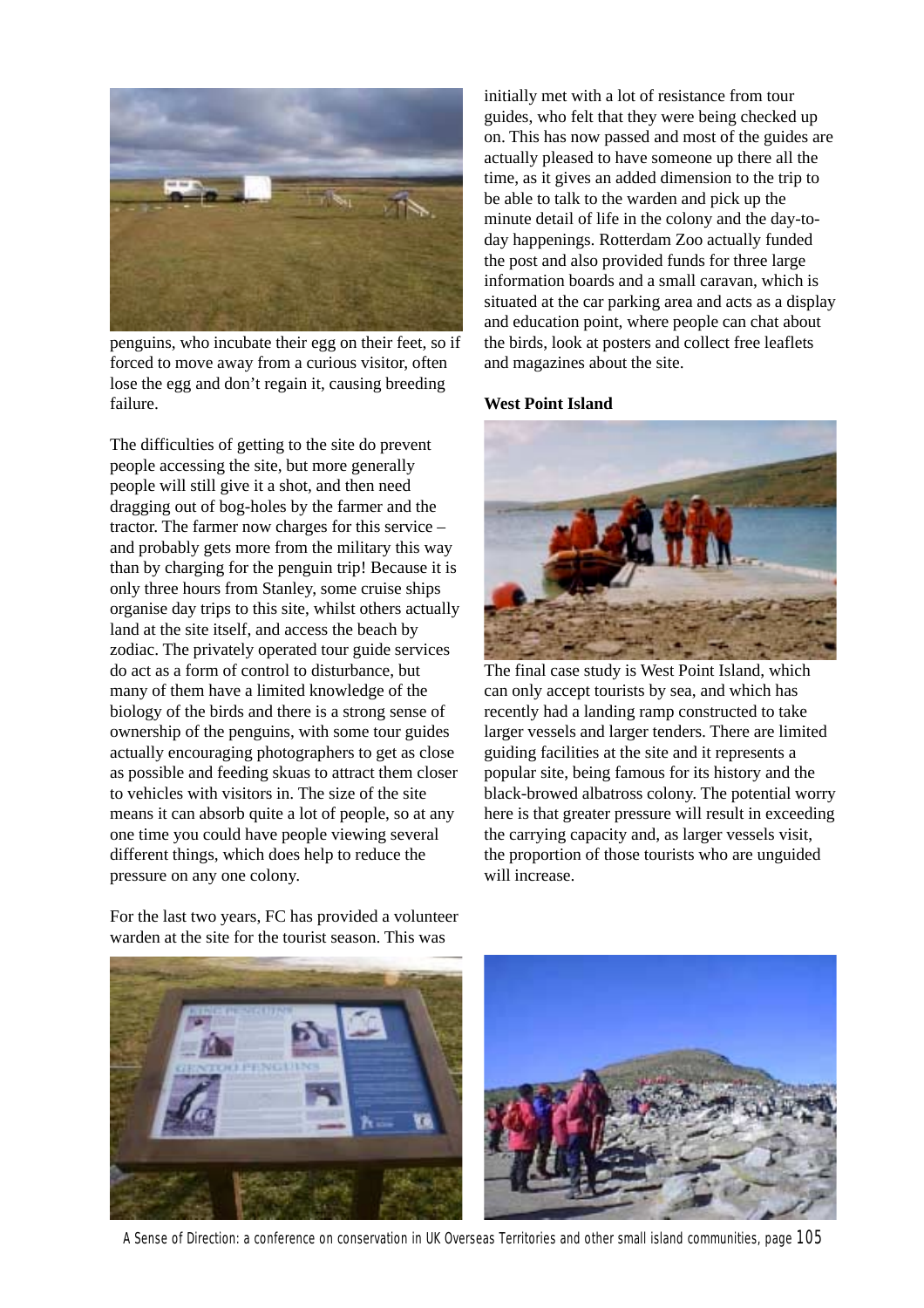penguins, who incubate their egg on their feet, so if forced to move away from a curious visitor, often lose the egg and don't regain it, causing breeding failure.

The difficulties of getting to the site do prevent people accessing the site, but more generally people will still give it a shot, and then need dragging out of bog-holes by the farmer and the tractor. The farmer now charges for this service – and probably gets more from the military this way than by charging for the penguin trip! Because it is only three hours from Stanley, some cruise ships organise day trips to this site, whilst others actually land at the site itself, and access the beach by zodiac. The privately operated tour guide services do act as a form of control to disturbance, but many of them have a limited knowledge of the biology of the birds and there is a strong sense of ownership of the penguins, with some tour guides actually encouraging photographers to get as close as possible and feeding skuas to attract them closer to vehicles with visitors in. The size of the site means it can absorb quite a lot of people, so at any one time you could have people viewing several different things, which does help to reduce the pressure on any one colony.

For the last two years, FC has provided a volunteer warden at the site for the tourist season. This was initially met with a lot of resistance from tour guides, who felt that they were being checked up on. This has now passed and most of the guides are actually pleased to have someone up there all the time, as it gives an added dimension to the trip to be able to talk to the warden and pick up the minute detail of life in the colony and the day-to-day happenings. Rotterdam Zoo actually funded the post and also provided funds for three large information boards and a small caravan, which is situated at the car parking area and acts as a display and education point, where people can chat about the birds, look at posters and collect free leaflets and magazines about the site.

**West Point Island**

The final case study is West Point Island, which can only accept tourists by sea, and which has recently had a landing ramp constructed to take larger vessels and larger tenders. There are limited guiding facilities at the site and it represents a popular site, being famous for its history and the black-browed albatross colony. The potential worry here is that greater pressure will result in exceeding the carrying capacity and, as larger vessels visit, the proportion of those tourists who are unguided will increase.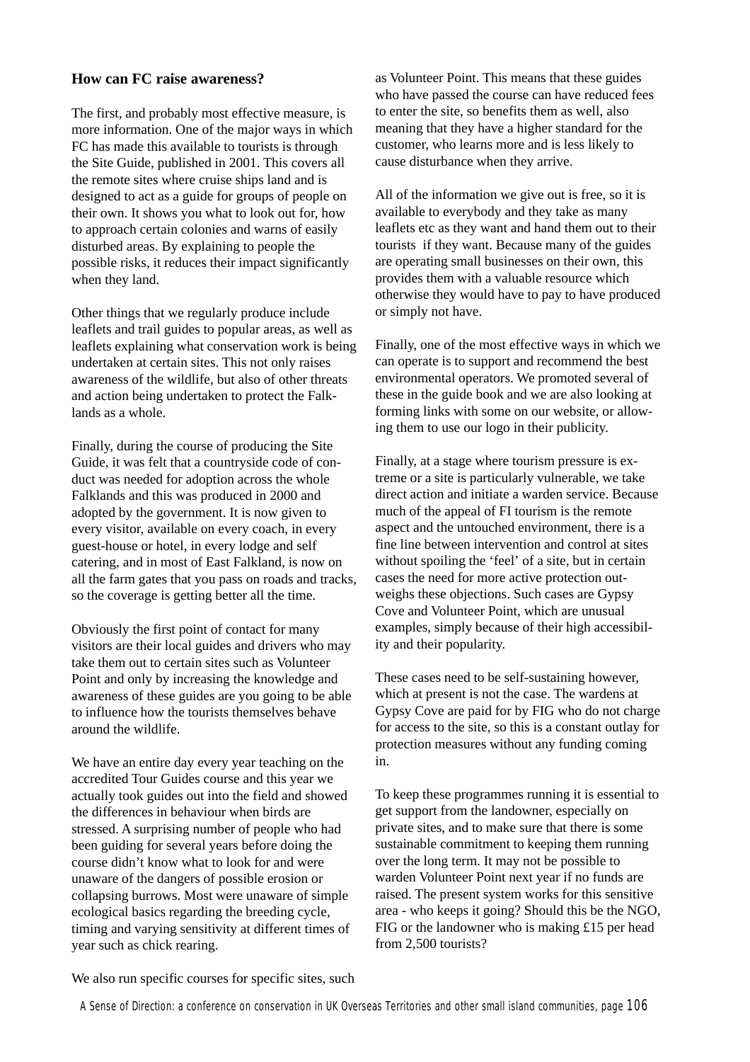### How can FC raise awareness?

The first, and probably most effective measure, is more information. One of the major ways in which FC has made this available to tourists is through the Site Guide, published in 2001. This covers all the remote sites where cruise ships land and is designed to act as a guide for groups of people on their own. It shows you what to look out for, how to approach certain colonies and warns of easily disturbed areas. By explaining to people the possible risks, it reduces their impact significantly when they land.

Other things that we regularly produce include leaflets and trail guides to popular areas, as well as leaflets explaining what conservation work is being undertaken at certain sites. This not only raises awareness of the wildlife, but also of other threats and action being undertaken to protect the Falklands as a whole.

Finally, during the course of producing the Site Guide, it was felt that a countryside code of conduct was needed for adoption across the whole Falklands and this was produced in 2000 and adopted by the government. It is now given to every visitor, available on every coach, in every guest-house or hotel, in every lodge and self catering, and in most of East Falkland, is now on all the farm gates that you pass on roads and tracks, so the coverage is getting better all the time.

Obviously the first point of contact for many visitors are their local guides and drivers who may take them out to certain sites such as Volunteer Point and only by increasing the knowledge and awareness of these guides are you going to be able to influence how the tourists themselves behave around the wildlife.

We have an entire day every year teaching on the accredited Tour Guides course and this year we actually took guides out into the field and showed the differences in behaviour when birds are stressed. A surprising number of people who had been guiding for several years before doing the course didn't know what to look for and were unaware of the dangers of possible erosion or collapsing burrows. Most were unaware of simple ecological basics regarding the breeding cycle, timing and varying sensitivity at different times of year such as chick rearing.

We also run specific courses for specific sites, such as Volunteer Point. This means that these guides who have passed the course can have reduced fees to enter the site, so benefits them as well, also meaning that they have a higher standard for the customer, who learns more and is less likely to cause disturbance when they arrive.

All of the information we give out is free, so it is available to everybody and they take as many leaflets etc as they want and hand them out to their tourists if they want. Because many of the guides are operating small businesses on their own, this provides them with a valuable resource which otherwise they would have to pay to have produced or simply not have.

Finally, one of the most effective ways in which we can operate is to support and recommend the best environmental operators. We promoted several of these in the guide book and we are also looking at forming links with some on our website, or allowing them to use our logo in their publicity.

Finally, at a stage where tourism pressure is extreme or a site is particularly vulnerable, we take direct action and initiate a warden service. Because much of the appeal of FI tourism is the remote aspect and the untouched environment, there is a fine line between intervention and control at sites without spoiling the 'feel' of a site, but in certain cases the need for more active protection outweighs these objections. Such cases are Gypsy Cove and Volunteer Point, which are unusual examples, simply because of their high accessibility and their popularity.

These cases need to be self-sustaining however, which at present is not the case. The wardens at Gypsy Cove are paid for by FIG who do not charge for access to the site, so this is a constant outlay for protection measures without any funding coming in.

To keep these programmes running it is essential to get support from the landowner, especially on private sites, and to make sure that there is some sustainable commitment to keeping them running over the long term. It may not be possible to warden Volunteer Point next year if no funds are raised. The present system works for this sensitive area - who keeps it going? Should this be the NGO, FIG or the landowner who is making £15 per head from 2,500 tourists?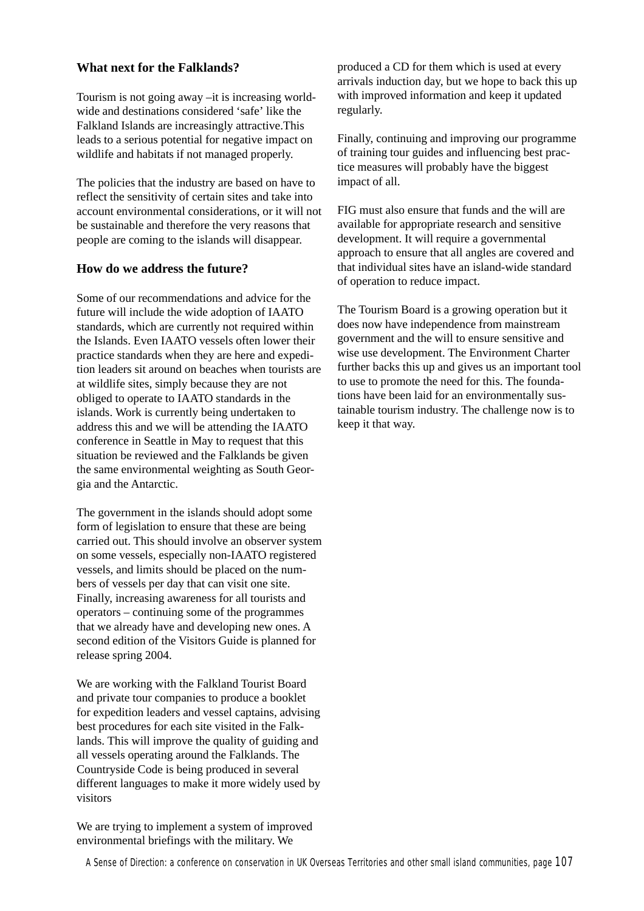## What next for the Falklands?

Tourism is not going away –it is increasing world-wide and destinations considered 'safe' like the Falkland Islands are increasingly attractive.This leads to a serious potential for negative impact on wildlife and habitats if not managed properly.

The policies that the industry are based on have to reflect the sensitivity of certain sites and take into account environmental considerations, or it will not be sustainable and therefore the very reasons that people are coming to the islands will disappear.

## How do we address the future?

Some of our recommendations and advice for the future will include the wide adoption of IAATO standards, which are currently not required within the Islands. Even IAATO vessels often lower their practice standards when they are here and expedition leaders sit around on beaches when tourists are at wildlife sites, simply because they are not obliged to operate to IAATO standards in the islands. Work is currently being undertaken to address this and we will be attending the IAATO conference in Seattle in May to request that this situation be reviewed and the Falklands be given the same environmental weighting as South Georgia and the Antarctic.

The government in the islands should adopt some form of legislation to ensure that these are being carried out. This should involve an observer system on some vessels, especially non-IAATO registered vessels, and limits should be placed on the numbers of vessels per day that can visit one site. Finally, increasing awareness for all tourists and operators – continuing some of the programmes that we already have and developing new ones. A second edition of the Visitors Guide is planned for release spring 2004.

We are working with the Falkland Tourist Board and private tour companies to produce a booklet for expedition leaders and vessel captains, advising best procedures for each site visited in the Falklands. This will improve the quality of guiding and all vessels operating around the Falklands. The Countryside Code is being produced in several different languages to make it more widely used by visitors

We are trying to implement a system of improved environmental briefings with the military. We produced a CD for them which is used at every arrivals induction day, but we hope to back this up with improved information and keep it updated regularly.

Finally, continuing and improving our programme of training tour guides and influencing best practice measures will probably have the biggest impact of all.

FIG must also ensure that funds and the will are available for appropriate research and sensitive development. It will require a governmental approach to ensure that all angles are covered and that individual sites have an island-wide standard of operation to reduce impact.

The Tourism Board is a growing operation but it does now have independence from mainstream government and the will to ensure sensitive and wise use development. The Environment Charter further backs this up and gives us an important tool to use to promote the need for this. The foundations have been laid for an environmentally sustainable tourism industry. The challenge now is to keep it that way.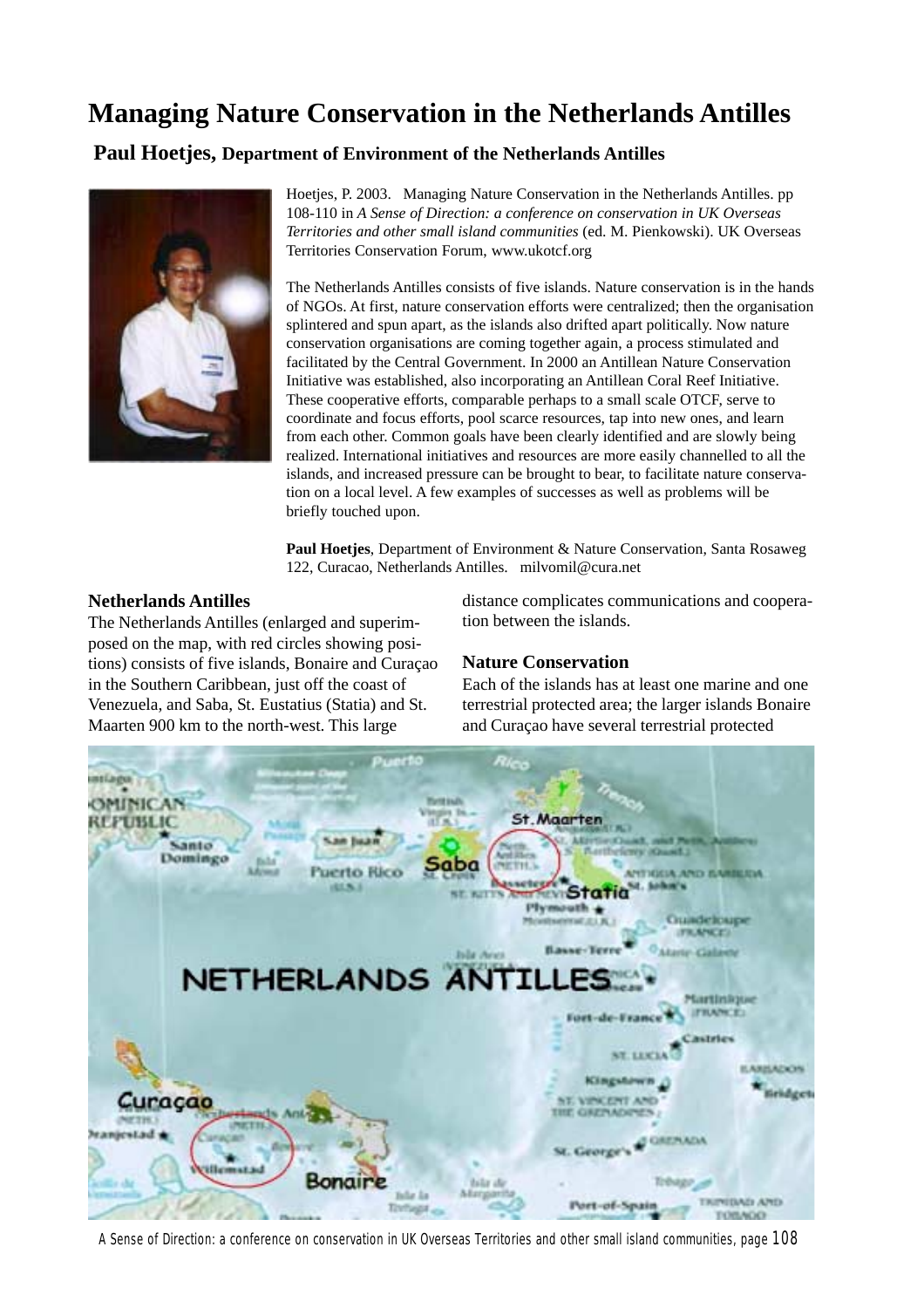# Managing Nature Conservation in the Netherlands Antilles

## Paul Hoetjes, Department of Environment of the Netherlands Antilles

Hoetjes, P. 2003. Managing Nature Conservation in the Netherlands Antilles. pp 108-110 in *A Sense of Direction: a conference on conservation in UK Overseas Territories and other small island communities* (ed. M. Pienkowski). UK Overseas Territories Conservation Forum, www.ukotcf.org

The Netherlands Antilles consists of five islands. Nature conservation is in the hands of NGOs. At first, nature conservation efforts were centralized; then the organisation splintered and spun apart, as the islands also drifted apart politically. Now nature conservation organisations are coming together again, a process stimulated and facilitated by the Central Government. In 2000 an Antillean Nature Conservation Initiative was established, also incorporating an Antillean Coral Reef Initiative. These cooperative efforts, comparable perhaps to a small scale OTCF, serve to coordinate and focus efforts, pool scarce resources, tap into new ones, and learn from each other. Common goals have been clearly identified and are slowly being realized. International initiatives and resources are more easily channelled to all the islands, and increased pressure can be brought to bear, to facilitate nature conservation on a local level. A few examples of successes as well as problems will be briefly touched upon.

**Paul Hoetjes**, Department of Environment & Nature Conservation, Santa Rosaweg 122, Curacao, Netherlands Antilles. milvomil@cura.net

### Netherlands Antilles

The Netherlands Antilles (enlarged and superimposed on the map, with red circles showing positions) consists of five islands, Bonaire and Curaçao in the Southern Caribbean, just off the coast of Venezuela, and Saba, St. Eustatius (Statia) and St. Maarten 900 km to the north-west. This large distance complicates communications and cooperation between the islands.

### Nature Conservation

Each of the islands has at least one marine and one terrestrial protected area; the larger islands Bonaire and Curaçao have several terrestrial protected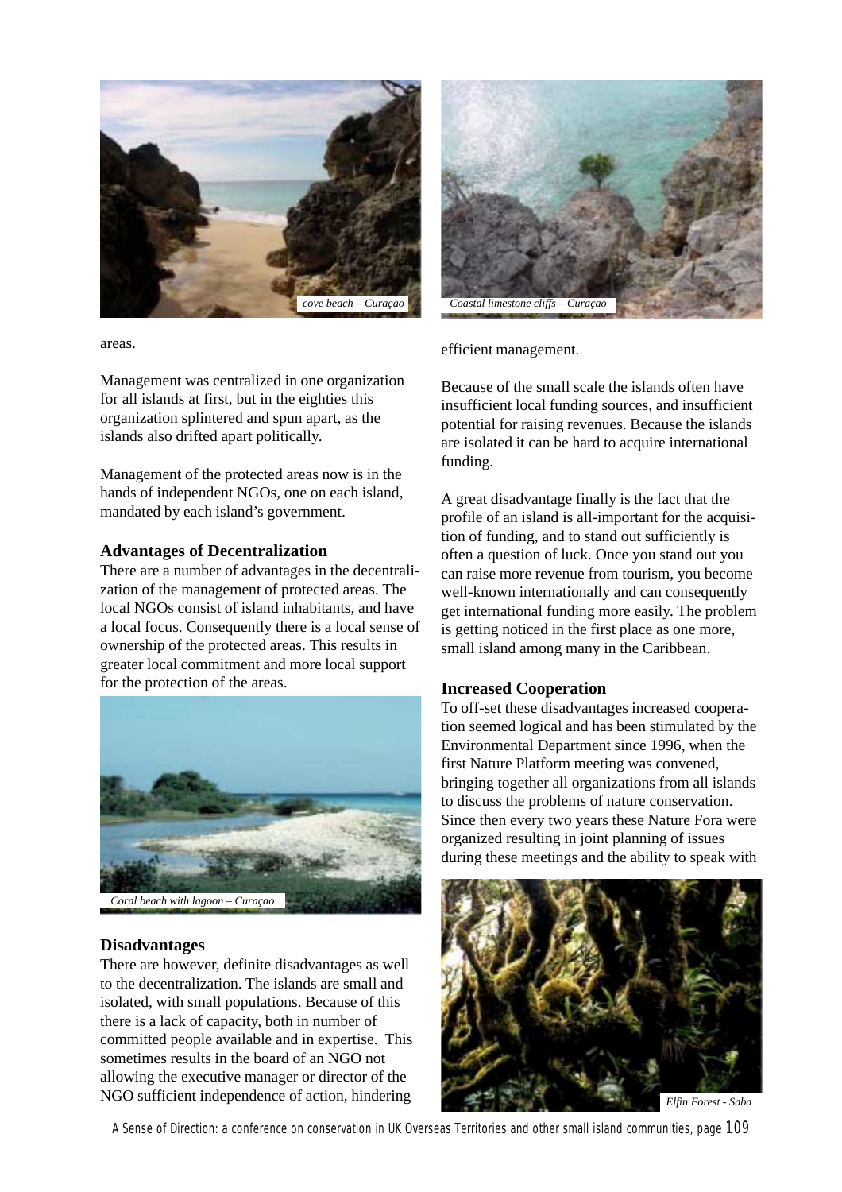cove beach – Curaçao

Coastal limestone cliffs – Curaçao

areas.

Management was centralized in one organization for all islands at first, but in the eighties this organization splintered and spun apart, as the islands also drifted apart politically.

Management of the protected areas now is in the hands of independent NGOs, one on each island, mandated by each island's government.

### Advantages of Decentralization

There are a number of advantages in the decentralization of the management of protected areas. The local NGOs consist of island inhabitants, and have a local focus. Consequently there is a local sense of ownership of the protected areas. This results in greater local commitment and more local support for the protection of the areas.

Coral beach with lagoon – Curaçao

### Disadvantages

There are however, definite disadvantages as well to the decentralization. The islands are small and isolated, with small populations. Because of this there is a lack of capacity, both in number of committed people available and in expertise. This sometimes results in the board of an NGO not allowing the executive manager or director of the NGO sufficient independence of action, hindering efficient management.

Because of the small scale the islands often have insufficient local funding sources, and insufficient potential for raising revenues. Because the islands are isolated it can be hard to acquire international funding.

A great disadvantage finally is the fact that the profile of an island is all-important for the acquisition of funding, and to stand out sufficiently is often a question of luck. Once you stand out you can raise more revenue from tourism, you become well-known internationally and can consequently get international funding more easily. The problem is getting noticed in the first place as one more, small island among many in the Caribbean.

### Increased Cooperation

To off-set these disadvantages increased cooperation seemed logical and has been stimulated by the Environmental Department since 1996, when the first Nature Platform meeting was convened, bringing together all organizations from all islands to discuss the problems of nature conservation. Since then every two years these Nature Fora were organized resulting in joint planning of issues during these meetings and the ability to speak with

Elfin Forest - Saba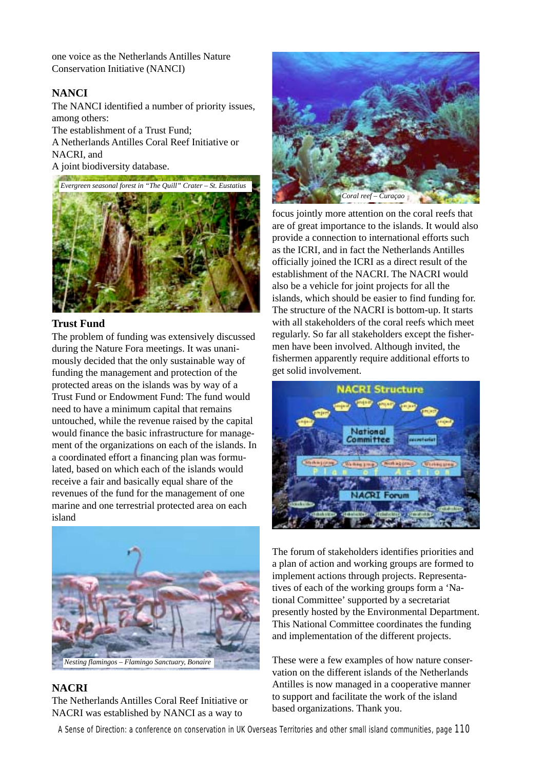one voice as the Netherlands Antilles Nature Conservation Initiative (NANCI)

## NANCI

The NANCI identified a number of priority issues, among others:
The establishment of a Trust Fund;
A Netherlands Antilles Coral Reef Initiative or NACRI, and
A joint biodiversity database.

*Evergreen seasonal forest in "The Quill" Crater – St. Eustatius*

## Trust Fund

The problem of funding was extensively discussed during the Nature Fora meetings. It was unanimously decided that the only sustainable way of funding the management and protection of the protected areas on the islands was by way of a Trust Fund or Endowment Fund: The fund would need to have a minimum capital that remains untouched, while the revenue raised by the capital would finance the basic infrastructure for management of the organizations on each of the islands. In a coordinated effort a financing plan was formulated, based on which each of the islands would receive a fair and basically equal share of the revenues of the fund for the management of one marine and one terrestrial protected area on each island

*Nesting flamingos – Flamingo Sanctuary, Bonaire*

## NACRI

The Netherlands Antilles Coral Reef Initiative or NACRI was established by NANCI as a way to focus jointly more attention on the coral reefs that are of great importance to the islands. It would also provide a connection to international efforts such as the ICRI, and in fact the Netherlands Antilles officially joined the ICRI as a direct result of the establishment of the NACRI. The NACRI would also be a vehicle for joint projects for all the islands, which should be easier to find funding for. The structure of the NACRI is bottom-up. It starts with all stakeholders of the coral reefs which meet regularly. So far all stakeholders except the fishermen have been involved. Although invited, the fishermen apparently require additional efforts to get solid involvement.

*Coral reef – Curaçao*

NACRI Structure

The forum of stakeholders identifies priorities and a plan of action and working groups are formed to implement actions through projects. Representatives of each of the working groups form a 'National Committee' supported by a secretariat presently hosted by the Environmental Department. This National Committee coordinates the funding and implementation of the different projects.

These were a few examples of how nature conservation on the different islands of the Netherlands Antilles is now managed in a cooperative manner to support and facilitate the work of the island based organizations. Thank you.